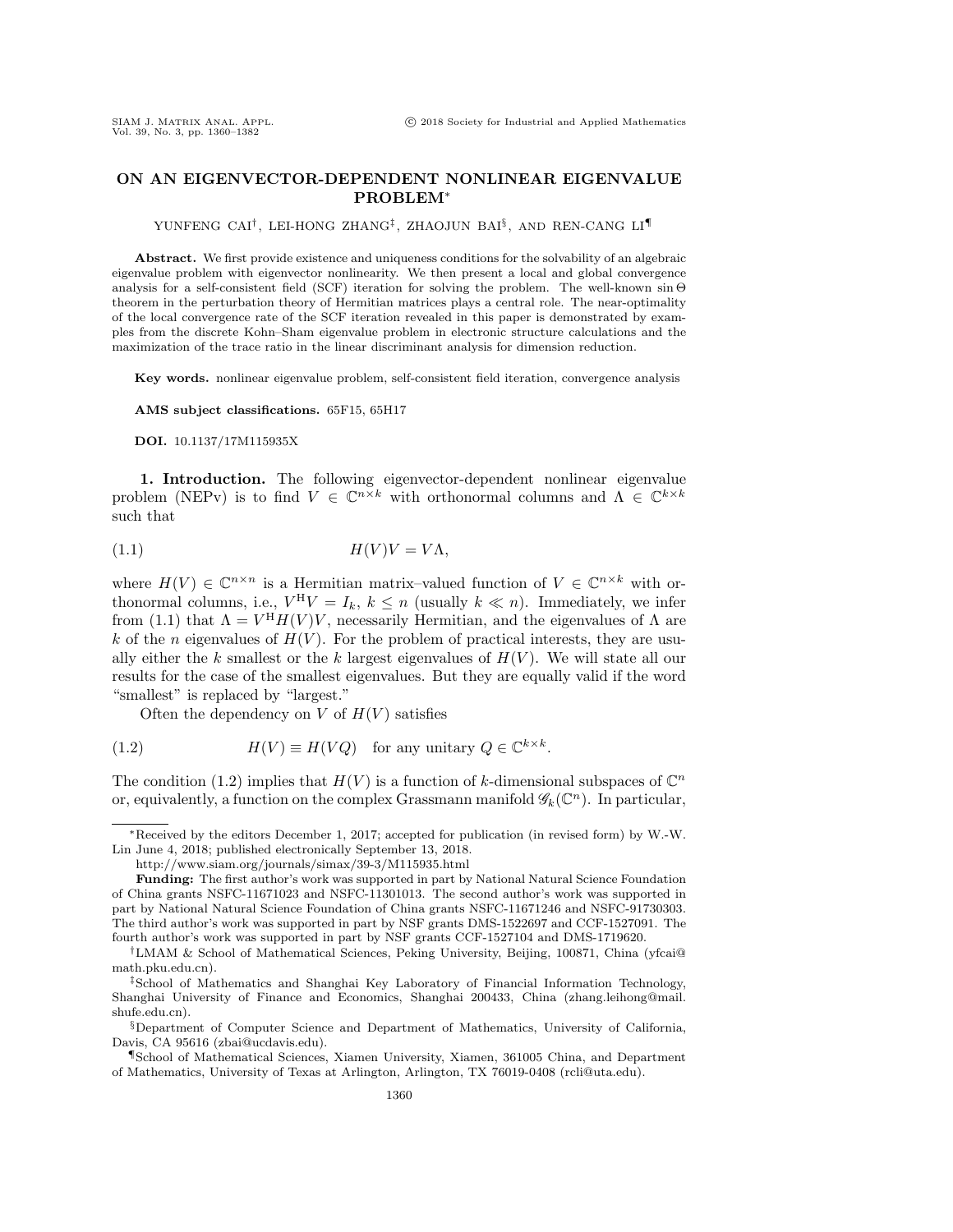# ON AN EIGENVECTOR-DEPENDENT NONLINEAR EIGENVALUE PROBLEM*

YUNFENG CAI†, LEI-HONG ZHANG‡, ZHAOJUN BAI§, AND REN-CANG LI¶

**Abstract.** We first provide existence and uniqueness conditions for the solvability of an algebraic eigenvalue problem with eigenvector nonlinearity. We then present a local and global convergence analysis for a self-consistent field (SCF) iteration for solving the problem. The well-known $\sin\Theta$ theorem in the perturbation theory of Hermitian matrices plays a central role. The near-optimality of the local convergence rate of the SCF iteration revealed in this paper is demonstrated by examples from the discrete Kohn–Sham eigenvalue problem in electronic structure calculations and the maximization of the trace ratio in the linear discriminant analysis for dimension reduction.

**Key words.** nonlinear eigenvalue problem, self-consistent field iteration, convergence analysis

**AMS subject classifications.** 65F15, 65H17

**DOI.** 10.1137/17M115935X

## 1. Introduction.

The following eigenvector-dependent nonlinear eigenvalue problem (NEPv) is to find $V \in \mathbb{C}^{n\times k}$ with orthonormal columns and $\Lambda \in \mathbb{C}^{k\times k}$ such that

$$H(V)V = V\Lambda, \tag{1.1}$$

where $H(V) \in \mathbb{C}^{n\times n}$ is a Hermitian matrix–valued function of $V \in \mathbb{C}^{n\times k}$ with orthonormal columns, i.e., $V^{\mathrm{H}}V = I_k$, $k \le n$ (usually $k \ll n$). Immediately, we infer from (1.1) that $\Lambda = V^{\mathrm{H}}H(V)V$, necessarily Hermitian, and the eigenvalues of $\Lambda$ are $k$ of the $n$ eigenvalues of $H(V)$. For the problem of practical interests, they are usually either the $k$ smallest or the $k$ largest eigenvalues of $H(V)$. We will state all our results for the case of the smallest eigenvalues. But they are equally valid if the word "smallest" is replaced by "largest."

Often the dependency on $V$ of $H(V)$ satisfies

$$H(V) \equiv H(VQ) \quad \text{for any unitary } Q \in \mathbb{C}^{k\times k}. \tag{1.2}$$

The condition (1.2) implies that $H(V)$ is a function of $k$-dimensional subspaces of $\mathbb{C}^n$ or, equivalently, a function on the complex Grassmann manifold $\mathscr{G}_k(\mathbb{C}^n)$. In particular,

---

*Received by the editors December 1, 2017; accepted for publication (in revised form) by W.-W. Lin June 4, 2018; published electronically September 13, 2018.

http://www.siam.org/journals/simax/39-3/M115935.html

**Funding:** The first author's work was supported in part by National Natural Science Foundation of China grants NSFC-11671023 and NSFC-11301013. The second author's work was supported in part by National Natural Science Foundation of China grants NSFC-11671246 and NSFC-91730303. The third author's work was supported in part by NSF grants DMS-1522697 and CCF-1527091. The fourth author's work was supported in part by NSF grants CCF-1527104 and DMS-1719620.

†LMAM & School of Mathematical Sciences, Peking University, Beijing, 100871, China (yfcai@math.pku.edu.cn).

‡School of Mathematics and Shanghai Key Laboratory of Financial Information Technology, Shanghai University of Finance and Economics, Shanghai 200433, China (zhang.leihong@mail.shufe.edu.cn).

§Department of Computer Science and Department of Mathematics, University of California, Davis, CA 95616 (zbai@ucdavis.edu).

¶School of Mathematical Sciences, Xiamen University, Xiamen, 361005 China, and Department of Mathematics, University of Texas at Arlington, Arlington, TX 76019-0408 (rcli@uta.edu).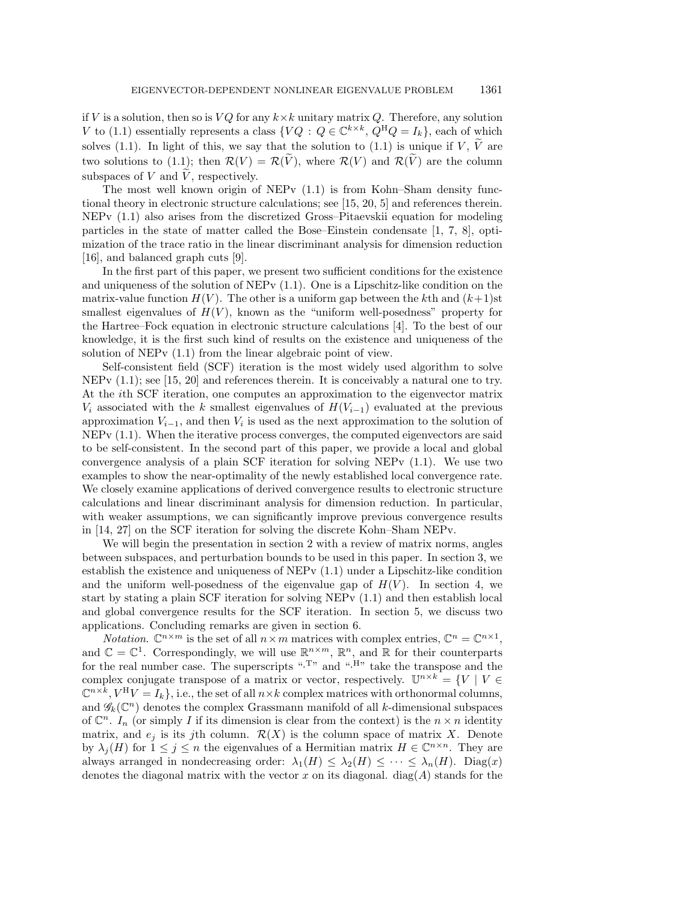if $V$ is a solution, then so is $VQ$ for any $k\times k$ unitary matrix $Q$. Therefore, any solution $V$ to (1.1) essentially represents a class $\{VQ : Q \in \mathbb{C}^{k\times k},\ Q^{\mathrm{H}}Q = I_k\}$, each of which solves (1.1). In light of this, we say that the solution to (1.1) is unique if $V$, $\widetilde{V}$ are two solutions to (1.1); then $\mathcal{R}(V) = \mathcal{R}(\widetilde{V})$, where $\mathcal{R}(V)$ and $\mathcal{R}(\widetilde{V})$ are the column subspaces of $V$ and $\widetilde{V}$, respectively.

The most well known origin of NEPv (1.1) is from Kohn–Sham density functional theory in electronic structure calculations; see [15, 20, 5] and references therein. NEPv (1.1) also arises from the discretized Gross–Pitaevskii equation for modeling particles in the state of matter called the Bose–Einstein condensate [1, 7, 8], optimization of the trace ratio in the linear discriminant analysis for dimension reduction [16], and balanced graph cuts [9].

In the first part of this paper, we present two sufficient conditions for the existence and uniqueness of the solution of NEPv (1.1). One is a Lipschitz-like condition on the matrix-value function $H(V)$. The other is a uniform gap between the $k$th and $(k+1)$st smallest eigenvalues of $H(V)$, known as the "uniform well-posedness" property for the Hartree–Fock equation in electronic structure calculations [4]. To the best of our knowledge, it is the first such kind of results on the existence and uniqueness of the solution of NEPv (1.1) from the linear algebraic point of view.

Self-consistent field (SCF) iteration is the most widely used algorithm to solve NEPv (1.1); see [15, 20] and references therein. It is conceivably a natural one to try. At the $i$th SCF iteration, one computes an approximation to the eigenvector matrix $V_i$ associated with the $k$ smallest eigenvalues of $H(V_{i-1})$ evaluated at the previous approximation $V_{i-1}$, and then $V_i$ is used as the next approximation to the solution of NEPv (1.1). When the iterative process converges, the computed eigenvectors are said to be self-consistent. In the second part of this paper, we provide a local and global convergence analysis of a plain SCF iteration for solving NEPv (1.1). We use two examples to show the near-optimality of the newly established local convergence rate. We closely examine applications of derived convergence results to electronic structure calculations and linear discriminant analysis for dimension reduction. In particular, with weaker assumptions, we can significantly improve previous convergence results in [14, 27] on the SCF iteration for solving the discrete Kohn–Sham NEPv.

We will begin the presentation in section 2 with a review of matrix norms, angles between subspaces, and perturbation bounds to be used in this paper. In section 3, we establish the existence and uniqueness of NEPv (1.1) under a Lipschitz-like condition and the uniform well-posedness of the eigenvalue gap of $H(V)$. In section 4, we start by stating a plain SCF iteration for solving NEPv (1.1) and then establish local and global convergence results for the SCF iteration. In section 5, we discuss two applications. Concluding remarks are given in section 6.

*Notation.* $\mathbb{C}^{n\times m}$ is the set of all $n\times m$ matrices with complex entries, $\mathbb{C}^n = \mathbb{C}^{n\times 1}$, and $\mathbb{C} = \mathbb{C}^1$. Correspondingly, we will use $\mathbb{R}^{n\times m}$, $\mathbb{R}^n$, and $\mathbb{R}$ for their counterparts for the real number case. The superscripts "$\cdot^{\mathrm{T}}$" and "$\cdot^{\mathrm{H}}$" take the transpose and the complex conjugate transpose of a matrix or vector, respectively. $\mathbb{U}^{n\times k} = \{V \mid V \in \mathbb{C}^{n\times k}, V^{\mathrm{H}}V = I_k\}$, i.e., the set of all $n\times k$ complex matrices with orthonormal columns, and $\mathscr{G}_k(\mathbb{C}^n)$ denotes the complex Grassmann manifold of all $k$-dimensional subspaces of $\mathbb{C}^n$. $I_n$ (or simply $I$ if its dimension is clear from the context) is the $n\times n$ identity matrix, and $e_j$ is its $j$th column. $\mathcal{R}(X)$ is the column space of matrix $X$. Denote by $\lambda_j(H)$ for $1 \le j \le n$ the eigenvalues of a Hermitian matrix $H \in \mathbb{C}^{n\times n}$. They are always arranged in nondecreasing order: $\lambda_1(H) \le \lambda_2(H) \le \cdots \le \lambda_n(H)$. $\mathrm{Diag}(x)$ denotes the diagonal matrix with the vector $x$ on its diagonal. $\mathrm{diag}(A)$ stands for the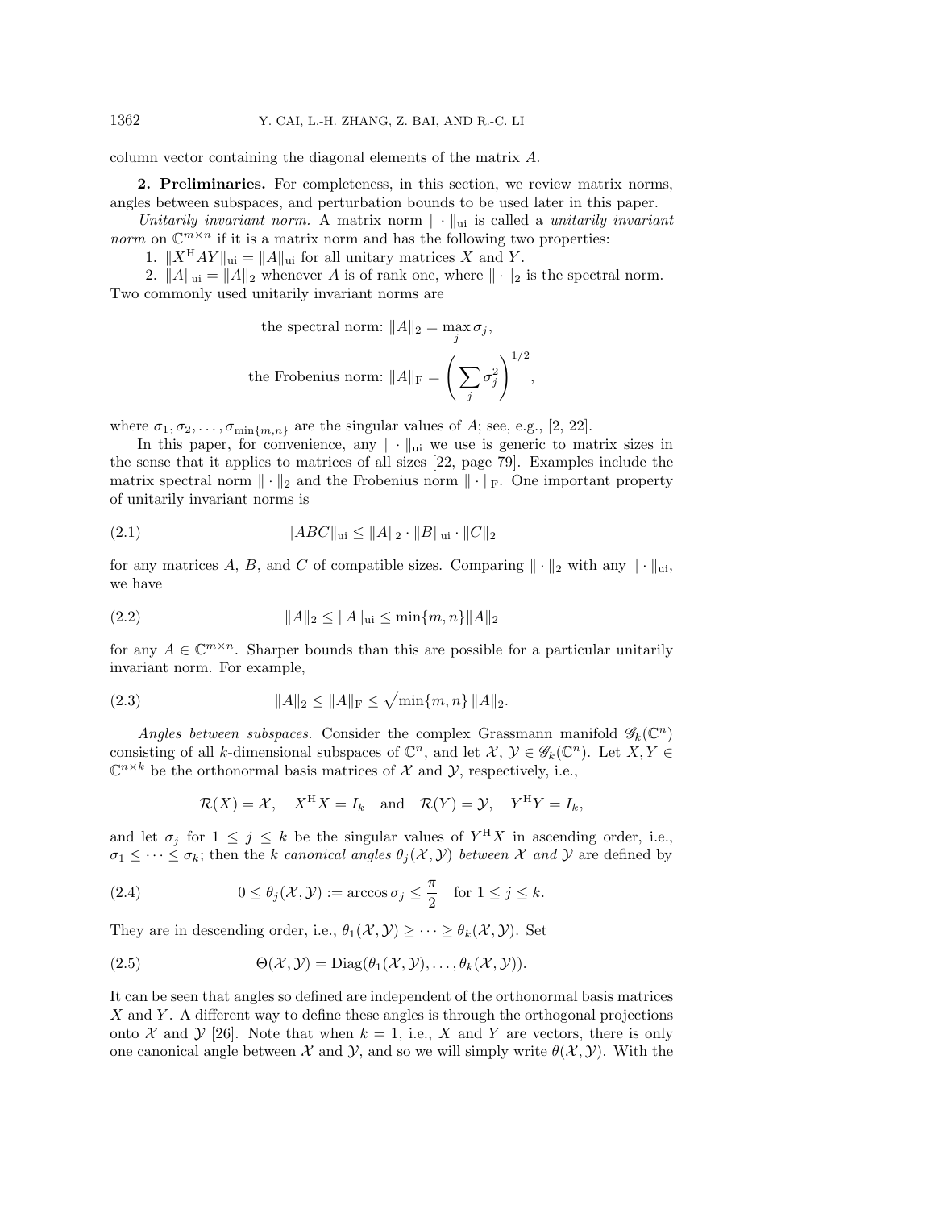column vector containing the diagonal elements of the matrix $A$.

## 2. Preliminaries.

For completeness, in this section, we review matrix norms, angles between subspaces, and perturbation bounds to be used later in this paper.

*Unitarily invariant norm.* A matrix norm $\|\cdot\|_{\rm ui}$ is called a *unitarily invariant norm* on $\mathbb{C}^{m\times n}$ if it is a matrix norm and has the following two properties:

1. $\|X^{\rm H}AY\|_{\rm ui} = \|A\|_{\rm ui}$ for all unitary matrices $X$ and $Y$.
2. $\|A\|_{\rm ui} = \|A\|_2$ whenever $A$ is of rank one, where $\|\cdot\|_2$ is the spectral norm.

Two commonly used unitarily invariant norms are

$$\text{the spectral norm: } \|A\|_2 = \max_j \sigma_j,$$

$$\text{the Frobenius norm: } \|A\|_{\rm F} = \left(\sum_j \sigma_j^2\right)^{1/2},$$

where $\sigma_1, \sigma_2, \ldots, \sigma_{\min\{m,n\}}$ are the singular values of $A$; see, e.g., [2, 22].

In this paper, for convenience, any $\|\cdot\|_{\rm ui}$ we use is generic to matrix sizes in the sense that it applies to matrices of all sizes [22, page 79]. Examples include the matrix spectral norm $\|\cdot\|_2$ and the Frobenius norm $\|\cdot\|_{\rm F}$. One important property of unitarily invariant norms is

$$\|ABC\|_{\rm ui} \le \|A\|_2 \cdot \|B\|_{\rm ui} \cdot \|C\|_2 \tag{2.1}$$

for any matrices $A$, $B$, and $C$ of compatible sizes. Comparing $\|\cdot\|_2$ with any $\|\cdot\|_{\rm ui}$, we have

$$\|A\|_2 \le \|A\|_{\rm ui} \le \min\{m,n\}\|A\|_2 \tag{2.2}$$

for any $A \in \mathbb{C}^{m\times n}$. Sharper bounds than this are possible for a particular unitarily invariant norm. For example,

$$\|A\|_2 \le \|A\|_{\rm F} \le \sqrt{\min\{m,n\}}\,\|A\|_2. \tag{2.3}$$

*Angles between subspaces.* Consider the complex Grassmann manifold $\mathscr{G}_k(\mathbb{C}^n)$ consisting of all $k$-dimensional subspaces of $\mathbb{C}^n$, and let $\mathcal{X}, \mathcal{Y} \in \mathscr{G}_k(\mathbb{C}^n)$. Let $X, Y \in \mathbb{C}^{n\times k}$ be the orthonormal basis matrices of $\mathcal{X}$ and $\mathcal{Y}$, respectively, i.e.,

$$\mathcal{R}(X) = \mathcal{X}, \quad X^{\rm H}X = I_k \quad \text{and} \quad \mathcal{R}(Y) = \mathcal{Y}, \quad Y^{\rm H}Y = I_k,$$

and let $\sigma_j$ for $1 \le j \le k$ be the singular values of $Y^{\rm H}X$ in ascending order, i.e., $\sigma_1 \le \cdots \le \sigma_k$; then the $k$ *canonical angles* $\theta_j(\mathcal{X},\mathcal{Y})$ *between* $\mathcal{X}$ *and* $\mathcal{Y}$ are defined by

$$0 \le \theta_j(\mathcal{X},\mathcal{Y}) := \arccos\sigma_j \le \frac{\pi}{2} \quad \text{for } 1 \le j \le k. \tag{2.4}$$

They are in descending order, i.e., $\theta_1(\mathcal{X},\mathcal{Y}) \ge \cdots \ge \theta_k(\mathcal{X},\mathcal{Y})$. Set

$$\Theta(\mathcal{X},\mathcal{Y}) = \operatorname{Diag}(\theta_1(\mathcal{X},\mathcal{Y}), \ldots, \theta_k(\mathcal{X},\mathcal{Y})). \tag{2.5}$$

It can be seen that angles so defined are independent of the orthonormal basis matrices $X$ and $Y$. A different way to define these angles is through the orthogonal projections onto $\mathcal{X}$ and $\mathcal{Y}$ [26]. Note that when $k = 1$, i.e., $X$ and $Y$ are vectors, there is only one canonical angle between $\mathcal{X}$ and $\mathcal{Y}$, and so we will simply write $\theta(\mathcal{X},\mathcal{Y})$. With the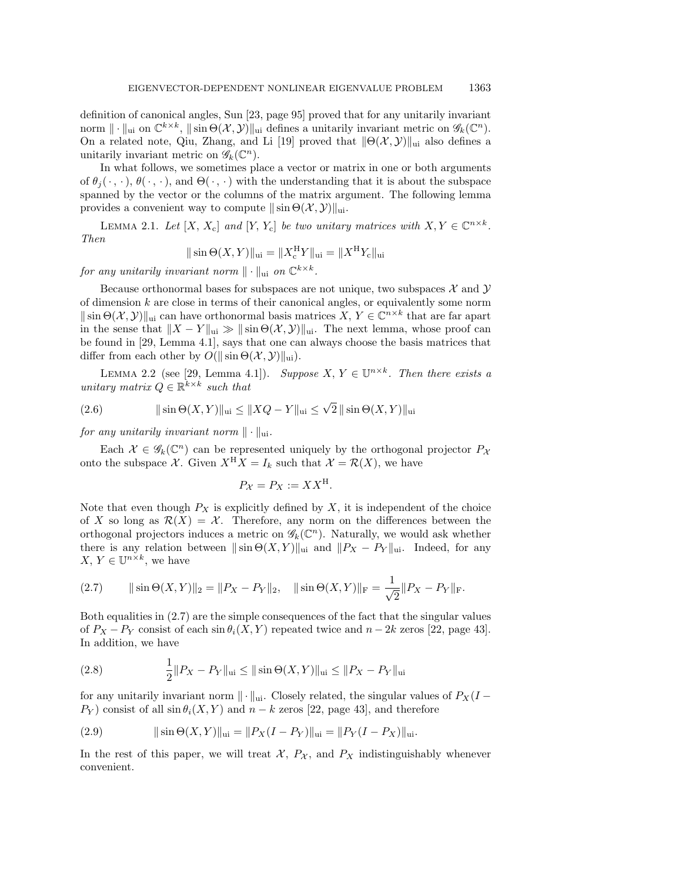definition of canonical angles, Sun [23, page 95] proved that for any unitarily invariant norm $\|\cdot\|_{\rm ui}$ on $\mathbb{C}^{k\times k}$, $\|\sin\Theta(\mathcal{X},\mathcal{Y})\|_{\rm ui}$ defines a unitarily invariant metric on $\mathscr{G}_k(\mathbb{C}^n)$. On a related note, Qiu, Zhang, and Li [19] proved that $\|\Theta(\mathcal{X},\mathcal{Y})\|_{\rm ui}$ also defines a unitarily invariant metric on $\mathscr{G}_k(\mathbb{C}^n)$.

In what follows, we sometimes place a vector or matrix in one or both arguments of $\theta_j(\,\cdot\,,\cdot\,)$, $\theta(\,\cdot\,,\cdot\,)$, and $\Theta(\,\cdot\,,\cdot\,)$ with the understanding that it is about the subspace spanned by the vector or the columns of the matrix argument. The following lemma provides a convenient way to compute $\|\sin\Theta(\mathcal{X},\mathcal{Y})\|_{\rm ui}$.

Lemma 2.1. *Let $[X,\, X_{\rm c}]$ and $[Y,\, Y_{\rm c}]$ be two unitary matrices with $X, Y \in \mathbb{C}^{n\times k}$. Then*

$$\|\sin\Theta(X,Y)\|_{\rm ui} = \|X_{\rm c}^{\rm H}Y\|_{\rm ui} = \|X^{\rm H}Y_{\rm c}\|_{\rm ui}$$

*for any unitarily invariant norm $\|\cdot\|_{\rm ui}$ on $\mathbb{C}^{k\times k}$.*

Because orthonormal bases for subspaces are not unique, two subspaces $\mathcal{X}$ and $\mathcal{Y}$ of dimension $k$ are close in terms of their canonical angles, or equivalently some norm $\|\sin\Theta(\mathcal{X},\mathcal{Y})\|_{\rm ui}$ can have orthonormal basis matrices $X,\, Y \in \mathbb{C}^{n\times k}$ that are far apart in the sense that $\|X-Y\|_{\rm ui} \gg \|\sin\Theta(\mathcal{X},\mathcal{Y})\|_{\rm ui}$. The next lemma, whose proof can be found in [29, Lemma 4.1], says that one can always choose the basis matrices that differ from each other by $O(\|\sin\Theta(\mathcal{X},\mathcal{Y})\|_{\rm ui})$.

Lemma 2.2 (see [29, Lemma 4.1]). *Suppose $X,\, Y \in \mathbb{U}^{n\times k}$. Then there exists a unitary matrix $Q \in \mathbb{R}^{k\times k}$ such that*

$$\|\sin\Theta(X,Y)\|_{\rm ui} \le \|XQ - Y\|_{\rm ui} \le \sqrt{2}\,\|\sin\Theta(X,Y)\|_{\rm ui} \tag{2.6}$$

*for any unitarily invariant norm $\|\cdot\|_{\rm ui}$.*

Each $\mathcal{X} \in \mathscr{G}_k(\mathbb{C}^n)$ can be represented uniquely by the orthogonal projector $P_{\mathcal{X}}$ onto the subspace $\mathcal{X}$. Given $X^{\rm H}X = I_k$ such that $\mathcal{X} = \mathcal{R}(X)$, we have

$$P_{\mathcal{X}} = P_X := XX^{\rm H}.$$

Note that even though $P_X$ is explicitly defined by $X$, it is independent of the choice of $X$ so long as $\mathcal{R}(X) = \mathcal{X}$. Therefore, any norm on the differences between the orthogonal projectors induces a metric on $\mathscr{G}_k(\mathbb{C}^n)$. Naturally, we would ask whether there is any relation between $\|\sin\Theta(X,Y)\|_{\rm ui}$ and $\|P_X - P_Y\|_{\rm ui}$. Indeed, for any $X,\, Y \in \mathbb{U}^{n\times k}$, we have

$$\|\sin\Theta(X,Y)\|_2 = \|P_X - P_Y\|_2, \quad \|\sin\Theta(X,Y)\|_{\rm F} = \frac{1}{\sqrt{2}}\|P_X - P_Y\|_{\rm F}. \tag{2.7}$$

Both equalities in (2.7) are the simple consequences of the fact that the singular values of $P_X - P_Y$ consist of each $\sin\theta_i(X,Y)$ repeated twice and $n-2k$ zeros [22, page 43]. In addition, we have

$$\frac{1}{2}\|P_X - P_Y\|_{\rm ui} \le \|\sin\Theta(X,Y)\|_{\rm ui} \le \|P_X - P_Y\|_{\rm ui} \tag{2.8}$$

for any unitarily invariant norm $\|\cdot\|_{\rm ui}$. Closely related, the singular values of $P_X(I - P_Y)$ consist of all $\sin\theta_i(X,Y)$ and $n-k$ zeros [22, page 43], and therefore

$$\|\sin\Theta(X,Y)\|_{\rm ui} = \|P_X(I-P_Y)\|_{\rm ui} = \|P_Y(I-P_X)\|_{\rm ui}. \tag{2.9}$$

In the rest of this paper, we will treat $\mathcal{X}$, $P_{\mathcal{X}}$, and $P_X$ indistinguishably whenever convenient.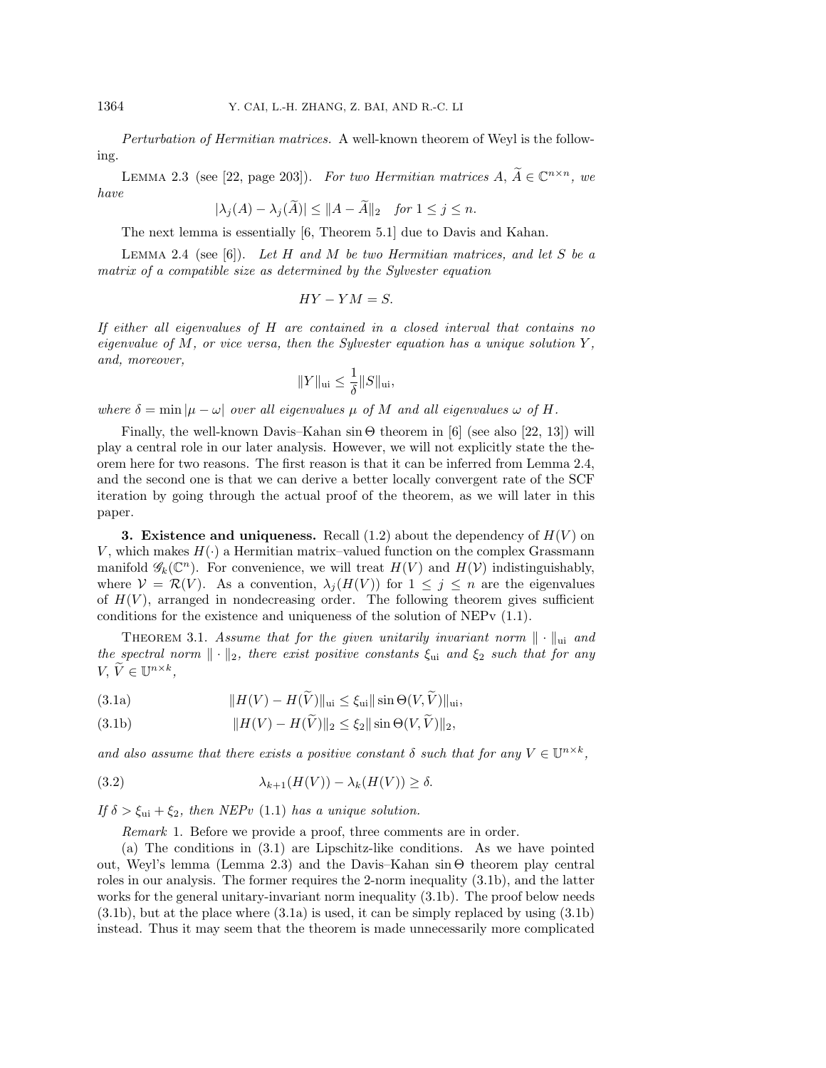*Perturbation of Hermitian matrices.* A well-known theorem of Weyl is the following.

LEMMA 2.3 (see [22, page 203]). *For two Hermitian matrices $A$, $\widetilde{A} \in \mathbb{C}^{n\times n}$, we have*

$$|\lambda_j(A) - \lambda_j(\widetilde{A})| \le \|A - \widetilde{A}\|_2 \quad \text{for } 1 \le j \le n.$$

The next lemma is essentially [6, Theorem 5.1] due to Davis and Kahan.

LEMMA 2.4 (see [6]). *Let $H$ and $M$ be two Hermitian matrices, and let $S$ be a matrix of a compatible size as determined by the Sylvester equation*

$$HY - YM = S.$$

*If either all eigenvalues of $H$ are contained in a closed interval that contains no eigenvalue of $M$, or vice versa, then the Sylvester equation has a unique solution $Y$, and, moreover,*

$$\|Y\|_{\text{ui}} \le \frac{1}{\delta}\|S\|_{\text{ui}},$$

*where $\delta = \min|\mu - \omega|$ over all eigenvalues $\mu$ of $M$ and all eigenvalues $\omega$ of $H$.*

Finally, the well-known Davis–Kahan $\sin\Theta$ theorem in [6] (see also [22, 13]) will play a central role in our later analysis. However, we will not explicitly state the theorem here for two reasons. The first reason is that it can be inferred from Lemma 2.4, and the second one is that we can derive a better locally convergent rate of the SCF iteration by going through the actual proof of the theorem, as we will later in this paper.

## 3. Existence and uniqueness.

Recall (1.2) about the dependency of $H(V)$ on $V$, which makes $H(\cdot)$ a Hermitian matrix–valued function on the complex Grassmann manifold $\mathscr{G}_k(\mathbb{C}^n)$. For convenience, we will treat $H(V)$ and $H(\mathcal{V})$ indistinguishably, where $\mathcal{V} = \mathcal{R}(V)$. As a convention, $\lambda_j(H(V))$ for $1 \le j \le n$ are the eigenvalues of $H(V)$, arranged in nondecreasing order. The following theorem gives sufficient conditions for the existence and uniqueness of the solution of NEPv (1.1).

THEOREM 3.1. *Assume that for the given unitarily invariant norm $\|\cdot\|_{\text{ui}}$ and the spectral norm $\|\cdot\|_2$, there exist positive constants $\xi_{\text{ui}}$ and $\xi_2$ such that for any $V$, $\widetilde{V} \in \mathbb{U}^{n\times k}$,*

$$\|H(V) - H(\widetilde{V})\|_{\text{ui}} \le \xi_{\text{ui}}\|\sin\Theta(V, \widetilde{V})\|_{\text{ui}}, \tag{3.1a}$$

$$\|H(V) - H(\widetilde{V})\|_2 \le \xi_2\|\sin\Theta(V, \widetilde{V})\|_2, \tag{3.1b}$$

*and also assume that there exists a positive constant $\delta$ such that for any $V \in \mathbb{U}^{n\times k}$,*

$$\lambda_{k+1}(H(V)) - \lambda_k(H(V)) \ge \delta. \tag{3.2}$$

*If $\delta > \xi_{\text{ui}} + \xi_2$, then NEPv (1.1) has a unique solution.*

*Remark* 1. Before we provide a proof, three comments are in order.

(a) The conditions in (3.1) are Lipschitz-like conditions. As we have pointed out, Weyl's lemma (Lemma 2.3) and the Davis–Kahan $\sin\Theta$ theorem play central roles in our analysis. The former requires the 2-norm inequality (3.1b), and the latter works for the general unitary-invariant norm inequality (3.1b). The proof below needs (3.1b), but at the place where (3.1a) is used, it can be simply replaced by using (3.1b) instead. Thus it may seem that the theorem is made unnecessarily more complicated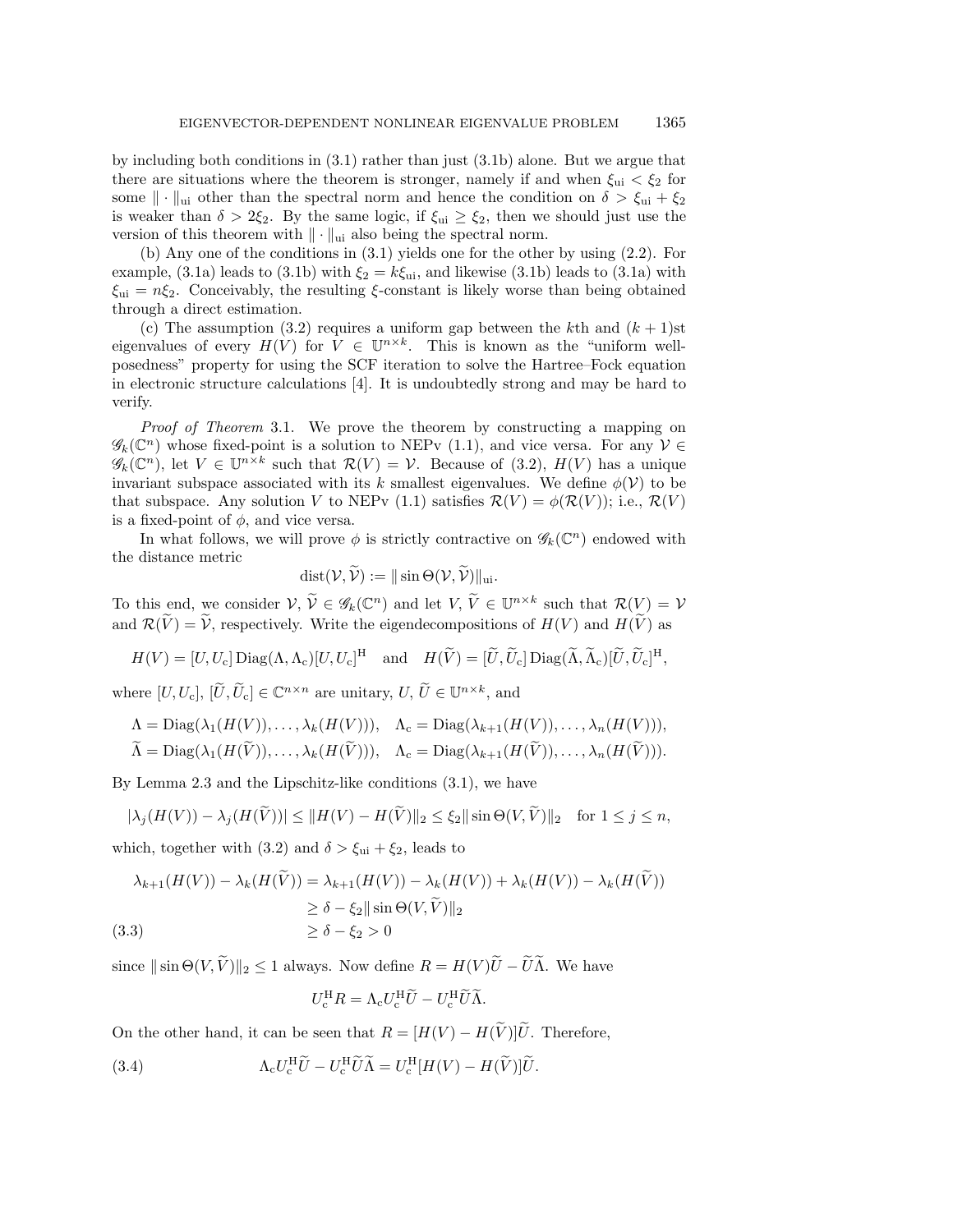by including both conditions in (3.1) rather than just (3.1b) alone. But we argue that there are situations where the theorem is stronger, namely if and when $\xi_{\rm ui} < \xi_2$ for some $\|\cdot\|_{\rm ui}$ other than the spectral norm and hence the condition on $\delta > \xi_{\rm ui} + \xi_2$ is weaker than $\delta > 2\xi_2$. By the same logic, if $\xi_{\rm ui} \geq \xi_2$, then we should just use the version of this theorem with $\|\cdot\|_{\rm ui}$ also being the spectral norm.

(b) Any one of the conditions in (3.1) yields one for the other by using (2.2). For example, (3.1a) leads to (3.1b) with $\xi_2 = k\xi_{\rm ui}$, and likewise (3.1b) leads to (3.1a) with $\xi_{\rm ui} = n\xi_2$. Conceivably, the resulting $\xi$-constant is likely worse than being obtained through a direct estimation.

(c) The assumption (3.2) requires a uniform gap between the $k$th and $(k+1)$st eigenvalues of every $H(V)$ for $V \in \mathbb{U}^{n\times k}$. This is known as the "uniform well-posedness" property for using the SCF iteration to solve the Hartree–Fock equation in electronic structure calculations [4]. It is undoubtedly strong and may be hard to verify.

*Proof of Theorem* 3.1. We prove the theorem by constructing a mapping on $\mathscr{G}_k(\mathbb{C}^n)$ whose fixed-point is a solution to NEPv (1.1), and vice versa. For any $\mathcal{V} \in \mathscr{G}_k(\mathbb{C}^n)$, let $V \in \mathbb{U}^{n\times k}$ such that $\mathcal{R}(V) = \mathcal{V}$. Because of (3.2), $H(V)$ has a unique invariant subspace associated with its $k$ smallest eigenvalues. We define $\phi(\mathcal{V})$ to be that subspace. Any solution $V$ to NEPv (1.1) satisfies $\mathcal{R}(V) = \phi(\mathcal{R}(V))$; i.e., $\mathcal{R}(V)$ is a fixed-point of $\phi$, and vice versa.

In what follows, we will prove $\phi$ is strictly contractive on $\mathscr{G}_k(\mathbb{C}^n)$ endowed with the distance metric

$$\operatorname{dist}(\mathcal{V}, \widetilde{\mathcal{V}}) := \|\sin\Theta(\mathcal{V}, \widetilde{\mathcal{V}})\|_{\rm ui}.$$

To this end, we consider $\mathcal{V}, \widetilde{\mathcal{V}} \in \mathscr{G}_k(\mathbb{C}^n)$ and let $V, \widetilde{V} \in \mathbb{U}^{n\times k}$ such that $\mathcal{R}(V) = \mathcal{V}$ and $\mathcal{R}(\widetilde{V}) = \widetilde{\mathcal{V}}$, respectively. Write the eigendecompositions of $H(V)$ and $H(\widetilde{V})$ as

$$H(V) = [U, U_{\rm c}]\operatorname{Diag}(\Lambda, \Lambda_{\rm c})[U, U_{\rm c}]^{\rm H} \quad \text{and} \quad H(\widetilde{V}) = [\widetilde{U}, \widetilde{U}_{\rm c}]\operatorname{Diag}(\widetilde{\Lambda}, \widetilde{\Lambda}_{\rm c})[\widetilde{U}, \widetilde{U}_{\rm c}]^{\rm H},$$

where $[U, U_{\rm c}]$, $[\widetilde{U}, \widetilde{U}_{\rm c}] \in \mathbb{C}^{n\times n}$ are unitary, $U, \widetilde{U} \in \mathbb{U}^{n\times k}$, and

$$\begin{aligned}
\Lambda &= \operatorname{Diag}(\lambda_1(H(V)), \ldots, \lambda_k(H(V))), \quad \Lambda_{\rm c} = \operatorname{Diag}(\lambda_{k+1}(H(V)), \ldots, \lambda_n(H(V))),\\
\widetilde{\Lambda} &= \operatorname{Diag}(\lambda_1(H(\widetilde{V})), \ldots, \lambda_k(H(\widetilde{V}))), \quad \Lambda_{\rm c} = \operatorname{Diag}(\lambda_{k+1}(H(\widetilde{V})), \ldots, \lambda_n(H(\widetilde{V}))).
\end{aligned}$$

By Lemma 2.3 and the Lipschitz-like conditions (3.1), we have

$$|\lambda_j(H(V)) - \lambda_j(H(\widetilde{V}))| \leq \|H(V) - H(\widetilde{V})\|_2 \leq \xi_2 \|\sin\Theta(V, \widetilde{V})\|_2 \quad \text{for } 1 \leq j \leq n,$$

which, together with (3.2) and $\delta > \xi_{\rm ui} + \xi_2$, leads to

$$\begin{aligned}
\lambda_{k+1}(H(V)) - \lambda_k(H(\widetilde{V})) &= \lambda_{k+1}(H(V)) - \lambda_k(H(V)) + \lambda_k(H(V)) - \lambda_k(H(\widetilde{V}))\\
&\geq \delta - \xi_2 \|\sin\Theta(V, \widetilde{V})\|_2\\
&\geq \delta - \xi_2 > 0 \qquad (3.3)
\end{aligned}$$

since $\|\sin\Theta(V, \widetilde{V})\|_2 \leq 1$ always. Now define $R = H(V)\widetilde{U} - \widetilde{U}\widetilde{\Lambda}$. We have

$$U_{\rm c}^{\rm H} R = \Lambda_{\rm c} U_{\rm c}^{\rm H}\widetilde{U} - U_{\rm c}^{\rm H}\widetilde{U}\widetilde{\Lambda}.$$

On the other hand, it can be seen that $R = [H(V) - H(\widetilde{V})]\widetilde{U}$. Therefore,

$$\Lambda_{\rm c} U_{\rm c}^{\rm H}\widetilde{U} - U_{\rm c}^{\rm H}\widetilde{U}\widetilde{\Lambda} = U_{\rm c}^{\rm H}[H(V) - H(\widetilde{V})]\widetilde{U}. \qquad (3.4)$$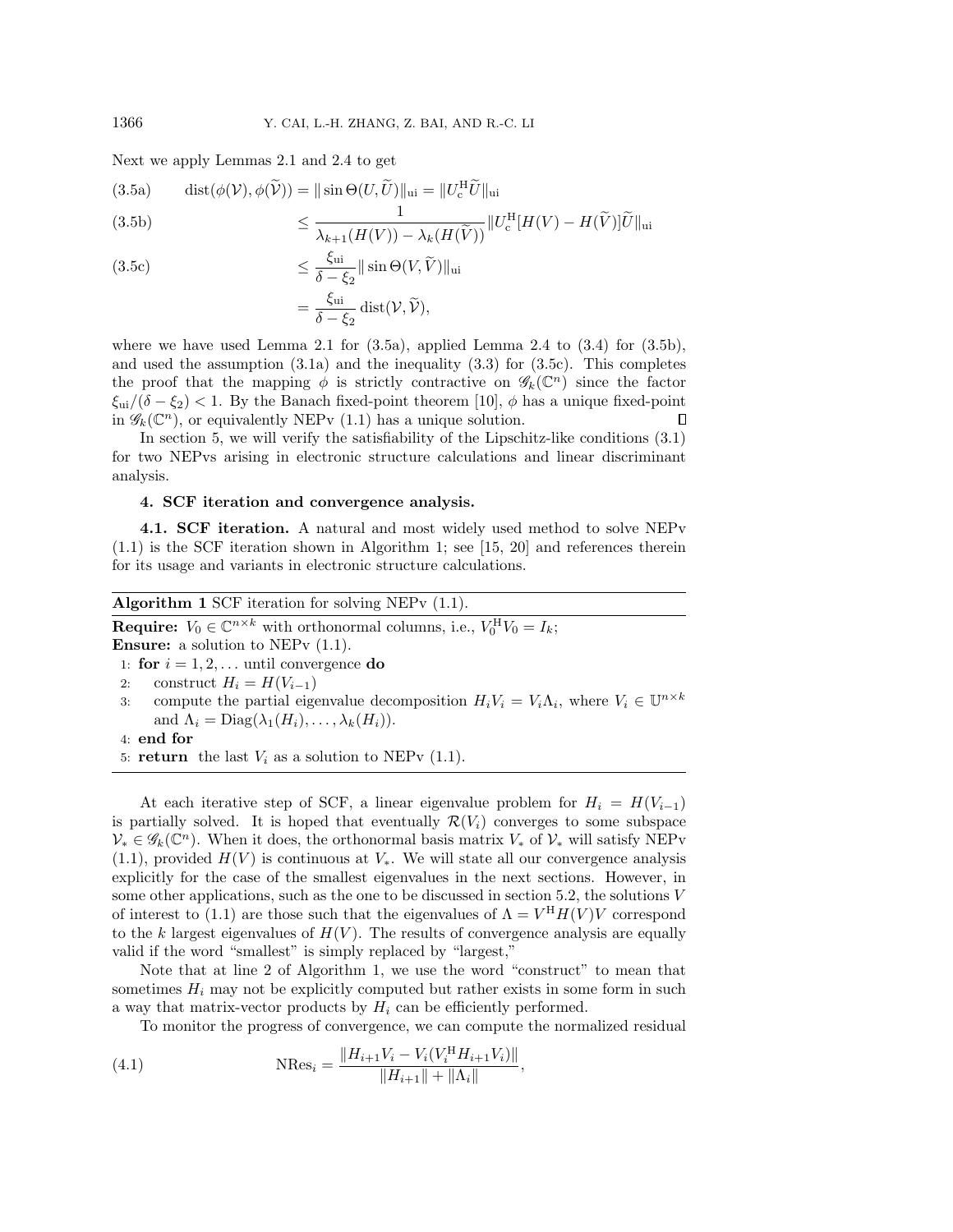Next we apply Lemmas 2.1 and 2.4 to get

$$
\begin{aligned}
\text{(3.5a)} \qquad \operatorname{dist}(\phi(\mathcal{V}), \phi(\widetilde{\mathcal{V}})) &= \|\sin \Theta(U, \widetilde{U})\|_{\mathrm{ui}} = \|U_{\mathrm{c}}^{\mathrm{H}} \widetilde{U}\|_{\mathrm{ui}} \\
\text{(3.5b)} \qquad &\le \frac{1}{\lambda_{k+1}(H(V)) - \lambda_k(H(\widetilde{V}))} \|U_{\mathrm{c}}^{\mathrm{H}} [H(V) - H(\widetilde{V})] \widetilde{U}\|_{\mathrm{ui}} \\
\text{(3.5c)} \qquad &\le \frac{\xi_{\mathrm{ui}}}{\delta - \xi_2} \|\sin \Theta(V, \widetilde{V})\|_{\mathrm{ui}} \\
&= \frac{\xi_{\mathrm{ui}}}{\delta - \xi_2} \operatorname{dist}(\mathcal{V}, \widetilde{\mathcal{V}}),
\end{aligned}
$$

where we have used Lemma 2.1 for (3.5a), applied Lemma 2.4 to (3.4) for (3.5b), and used the assumption (3.1a) and the inequality (3.3) for (3.5c). This completes the proof that the mapping $\phi$ is strictly contractive on $\mathscr{G}_k(\mathbb{C}^n)$ since the factor $\xi_{\mathrm{ui}}/(\delta - \xi_2) < 1$. By the Banach fixed-point theorem [10], $\phi$ has a unique fixed-point in $\mathscr{G}_k(\mathbb{C}^n)$, or equivalently NEPv (1.1) has a unique solution. ∎

In section 5, we will verify the satisfiability of the Lipschitz-like conditions (3.1) for two NEPvs arising in electronic structure calculations and linear discriminant analysis.

## 4. SCF iteration and convergence analysis.

**4.1. SCF iteration.** A natural and most widely used method to solve NEPv (1.1) is the SCF iteration shown in Algorithm 1; see [15, 20] and references therein for its usage and variants in electronic structure calculations.

**Algorithm 1** SCF iteration for solving NEPv (1.1).

**Require:** $V_0 \in \mathbb{C}^{n\times k}$ with orthonormal columns, i.e., $V_0^{\mathrm{H}} V_0 = I_k$;
**Ensure:** a solution to NEPv (1.1).

1: **for** $i = 1, 2, \ldots$ until convergence **do**
2: construct $H_i = H(V_{i-1})$
3: compute the partial eigenvalue decomposition $H_i V_i = V_i \Lambda_i$, where $V_i \in \mathbb{U}^{n\times k}$ and $\Lambda_i = \operatorname{Diag}(\lambda_1(H_i), \ldots, \lambda_k(H_i))$.
4: **end for**
5: **return** the last $V_i$ as a solution to NEPv (1.1).

At each iterative step of SCF, a linear eigenvalue problem for $H_i = H(V_{i-1})$ is partially solved. It is hoped that eventually $\mathcal{R}(V_i)$ converges to some subspace $\mathcal{V}_* \in \mathscr{G}_k(\mathbb{C}^n)$. When it does, the orthonormal basis matrix $V_*$ of $\mathcal{V}_*$ will satisfy NEPv (1.1), provided $H(V)$ is continuous at $V_*$. We will state all our convergence analysis explicitly for the case of the smallest eigenvalues in the next sections. However, in some other applications, such as the one to be discussed in section 5.2, the solutions $V$ of interest to (1.1) are those such that the eigenvalues of $\Lambda = V^{\mathrm{H}} H(V) V$ correspond to the $k$ largest eigenvalues of $H(V)$. The results of convergence analysis are equally valid if the word "smallest" is simply replaced by "largest,"

Note that at line 2 of Algorithm 1, we use the word "construct" to mean that sometimes $H_i$ may not be explicitly computed but rather exists in some form in such a way that matrix-vector products by $H_i$ can be efficiently performed.

To monitor the progress of convergence, we can compute the normalized residual

$$
\text{(4.1)} \qquad \mathrm{NRes}_i = \frac{\|H_{i+1} V_i - V_i (V_i^{\mathrm{H}} H_{i+1} V_i)\|}{\|H_{i+1}\| + \|\Lambda_i\|},
$$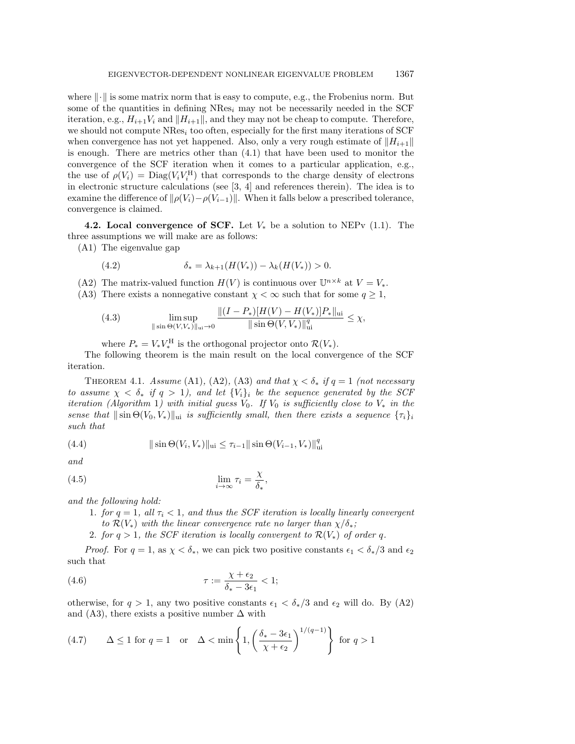where $\|\cdot\|$ is some matrix norm that is easy to compute, e.g., the Frobenius norm. But some of the quantities in defining $\mathrm{NRes}_i$ may not be necessarily needed in the SCF iteration, e.g., $H_{i+1}V_i$ and $\|H_{i+1}\|$, and they may not be cheap to compute. Therefore, we should not compute $\mathrm{NRes}_i$ too often, especially for the first many iterations of SCF when convergence has not yet happened. Also, only a very rough estimate of $\|H_{i+1}\|$ is enough. There are metrics other than (4.1) that have been used to monitor the convergence of the SCF iteration when it comes to a particular application, e.g., the use of $\rho(V_i) = \mathrm{Diag}(V_i V_i^{\mathrm{H}})$ that corresponds to the charge density of electrons in electronic structure calculations (see [3, 4] and references therein). The idea is to examine the difference of $\|\rho(V_i) - \rho(V_{i-1})\|$. When it falls below a prescribed tolerance, convergence is claimed.

**4.2. Local convergence of SCF.** Let $V_*$ be a solution to NEPv (1.1). The three assumptions we will make are as follows:

(A1) The eigenvalue gap

$$\delta_* = \lambda_{k+1}(H(V_*)) - \lambda_k(H(V_*)) > 0. \tag{4.2}$$

(A2) The matrix-valued function $H(V)$ is continuous over $\mathbb{U}^{n\times k}$ at $V = V_*$.

(A3) There exists a nonnegative constant $\chi < \infty$ such that for some $q \geq 1$,

$$\limsup_{\|\sin\Theta(V,V_*)\|_{\mathrm{ui}}\to 0} \frac{\|(I-P_*)[H(V)-H(V_*)]P_*\|_{\mathrm{ui}}}{\|\sin\Theta(V,V_*)\|_{\mathrm{ui}}^q} \leq \chi, \tag{4.3}$$

where $P_* = V_*V_*^{\mathrm{H}}$ is the orthogonal projector onto $\mathcal{R}(V_*)$.

The following theorem is the main result on the local convergence of the SCF iteration.

Theorem 4.1. *Assume* (A1), (A2), (A3) *and that $\chi < \delta_*$ if $q = 1$ (not necessary to assume $\chi < \delta_*$ if $q > 1$), and let $\{V_i\}_i$ be the sequence generated by the SCF iteration (Algorithm* 1*) with initial guess $V_0$. If $V_0$ is sufficiently close to $V_*$ in the sense that $\|\sin\Theta(V_0, V_*)\|_{\mathrm{ui}}$ is sufficiently small, then there exists a sequence $\{\tau_i\}_i$ such that*

$$\|\sin\Theta(V_i, V_*)\|_{\mathrm{ui}} \leq \tau_{i-1}\|\sin\Theta(V_{i-1}, V_*)\|_{\mathrm{ui}}^q \tag{4.4}$$

*and*

$$\lim_{i\to\infty} \tau_i = \frac{\chi}{\delta_*}, \tag{4.5}$$

*and the following hold:*

1. *for $q = 1$, all $\tau_i < 1$, and thus the SCF iteration is locally linearly convergent to $\mathcal{R}(V_*)$ with the linear convergence rate no larger than $\chi/\delta_*$;*
2. *for $q > 1$, the SCF iteration is locally convergent to $\mathcal{R}(V_*)$ of order $q$.*

*Proof.* For $q = 1$, as $\chi < \delta_*$, we can pick two positive constants $\epsilon_1 < \delta_*/3$ and $\epsilon_2$ such that

$$\tau := \frac{\chi + \epsilon_2}{\delta_* - 3\epsilon_1} < 1; \tag{4.6}$$

otherwise, for $q > 1$, any two positive constants $\epsilon_1 < \delta_*/3$ and $\epsilon_2$ will do. By (A2) and (A3), there exists a positive number $\Delta$ with

$$\Delta \leq 1 \text{ for } q = 1 \quad \text{or} \quad \Delta < \min\left\{1, \left(\frac{\delta_* - 3\epsilon_1}{\chi + \epsilon_2}\right)^{1/(q-1)}\right\} \text{ for } q > 1 \tag{4.7}$$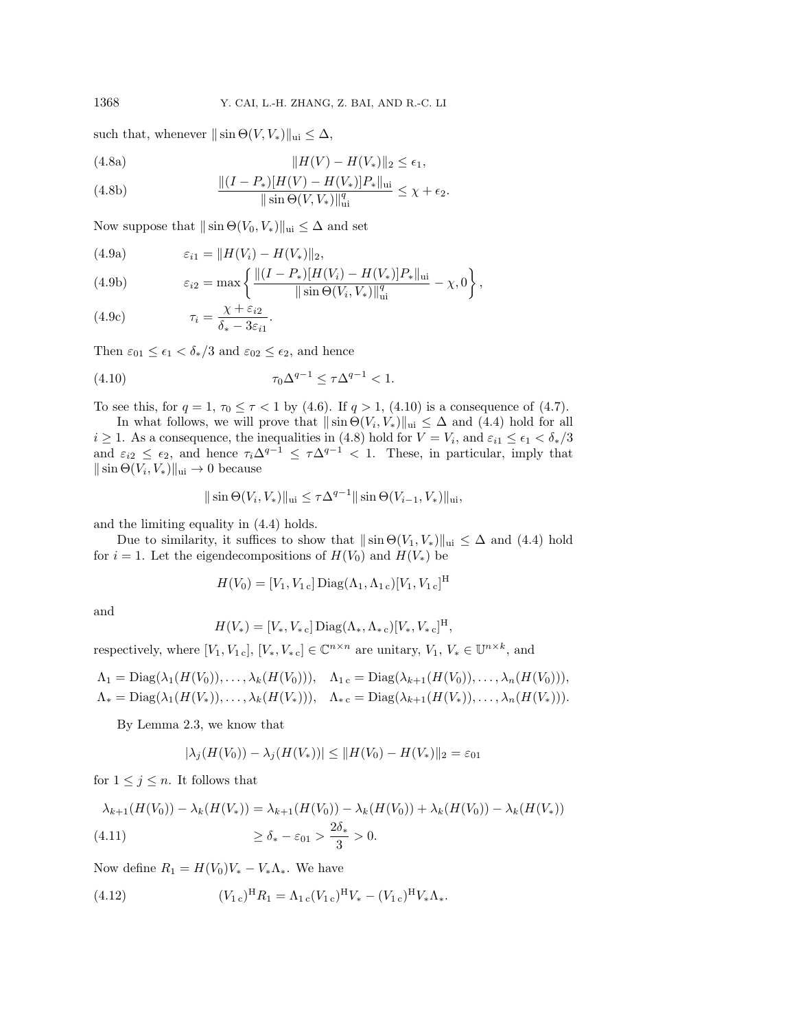such that, whenever $\|\sin\Theta(V,V_*)\|_{\rm ui} \le \Delta$,

$$\|H(V) - H(V_*)\|_2 \le \epsilon_1, \tag{4.8a}$$

$$\frac{\|(I-P_*)[H(V)-H(V_*)]P_*\|_{\rm ui}}{\|\sin\Theta(V,V_*)\|_{\rm ui}^q} \le \chi + \epsilon_2. \tag{4.8b}$$

Now suppose that $\|\sin\Theta(V_0,V_*)\|_{\rm ui} \le \Delta$ and set

$$\varepsilon_{i1} = \|H(V_i) - H(V_*)\|_2, \tag{4.9a}$$

$$\varepsilon_{i2} = \max\left\{ \frac{\|(I-P_*)[H(V_i)-H(V_*)]P_*\|_{\rm ui}}{\|\sin\Theta(V_i,V_*)\|_{\rm ui}^q} - \chi, 0 \right\}, \tag{4.9b}$$

$$\tau_i = \frac{\chi+\varepsilon_{i2}}{\delta_* - 3\varepsilon_{i1}}. \tag{4.9c}$$

Then $\varepsilon_{01} \le \epsilon_1 < \delta_*/3$ and $\varepsilon_{02} \le \epsilon_2$, and hence

$$\tau_0 \Delta^{q-1} \le \tau\Delta^{q-1} < 1. \tag{4.10}$$

To see this, for $q=1$, $\tau_0 \le \tau < 1$ by (4.6). If $q>1$, (4.10) is a consequence of (4.7).

In what follows, we will prove that $\|\sin\Theta(V_i,V_*)\|_{\rm ui} \le \Delta$ and (4.4) hold for all $i \ge 1$. As a consequence, the inequalities in (4.8) hold for $V = V_i$, and $\varepsilon_{i1} \le \epsilon_1 < \delta_*/3$ and $\varepsilon_{i2} \le \epsilon_2$, and hence $\tau_i\Delta^{q-1} \le \tau\Delta^{q-1} < 1$. These, in particular, imply that $\|\sin\Theta(V_i,V_*)\|_{\rm ui} \to 0$ because

$$\|\sin\Theta(V_i,V_*)\|_{\rm ui} \le \tau\Delta^{q-1}\|\sin\Theta(V_{i-1},V_*)\|_{\rm ui},$$

and the limiting equality in (4.4) holds.

Due to similarity, it suffices to show that $\|\sin\Theta(V_1,V_*)\|_{\rm ui} \le \Delta$ and (4.4) hold for $i=1$. Let the eigendecompositions of $H(V_0)$ and $H(V_*)$ be

$$H(V_0) = [V_1, V_{1\,\rm c}]\,{\rm Diag}(\Lambda_1, \Lambda_{1\,\rm c})[V_1, V_{1\,\rm c}]^{\rm H}$$

and

$$H(V_*) = [V_*, V_{*\,\rm c}]\,{\rm Diag}(\Lambda_*, \Lambda_{*\,\rm c})[V_*, V_{*\,\rm c}]^{\rm H},$$

respectively, where $[V_1, V_{1\,\rm c}]$, $[V_*, V_{*\,\rm c}] \in \mathbb{C}^{n\times n}$ are unitary, $V_1$, $V_* \in \mathbb{U}^{n\times k}$, and

$$\Lambda_1 = {\rm Diag}(\lambda_1(H(V_0)),\ldots,\lambda_k(H(V_0))), \quad \Lambda_{1\,\rm c} = {\rm Diag}(\lambda_{k+1}(H(V_0)),\ldots,\lambda_n(H(V_0))),$$
$$\Lambda_* = {\rm Diag}(\lambda_1(H(V_*)),\ldots,\lambda_k(H(V_*))), \quad \Lambda_{*\,\rm c} = {\rm Diag}(\lambda_{k+1}(H(V_*)),\ldots,\lambda_n(H(V_*))).$$

By Lemma 2.3, we know that

$$|\lambda_j(H(V_0)) - \lambda_j(H(V_*))| \le \|H(V_0) - H(V_*)\|_2 = \varepsilon_{01}$$

for $1 \le j \le n$. It follows that

$$\begin{aligned}\lambda_{k+1}(H(V_0)) - \lambda_k(H(V_*)) &= \lambda_{k+1}(H(V_0)) - \lambda_k(H(V_0)) + \lambda_k(H(V_0)) - \lambda_k(H(V_*)) \\ &\ge \delta_* - \varepsilon_{01} > \frac{2\delta_*}{3} > 0.\end{aligned} \tag{4.11}$$

Now define $R_1 = H(V_0)V_* - V_*\Lambda_*$. We have

$$(V_{1\,\rm c})^{\rm H}R_1 = \Lambda_{1\,\rm c}(V_{1\,\rm c})^{\rm H}V_* - (V_{1\,\rm c})^{\rm H}V_*\Lambda_*. \tag{4.12}$$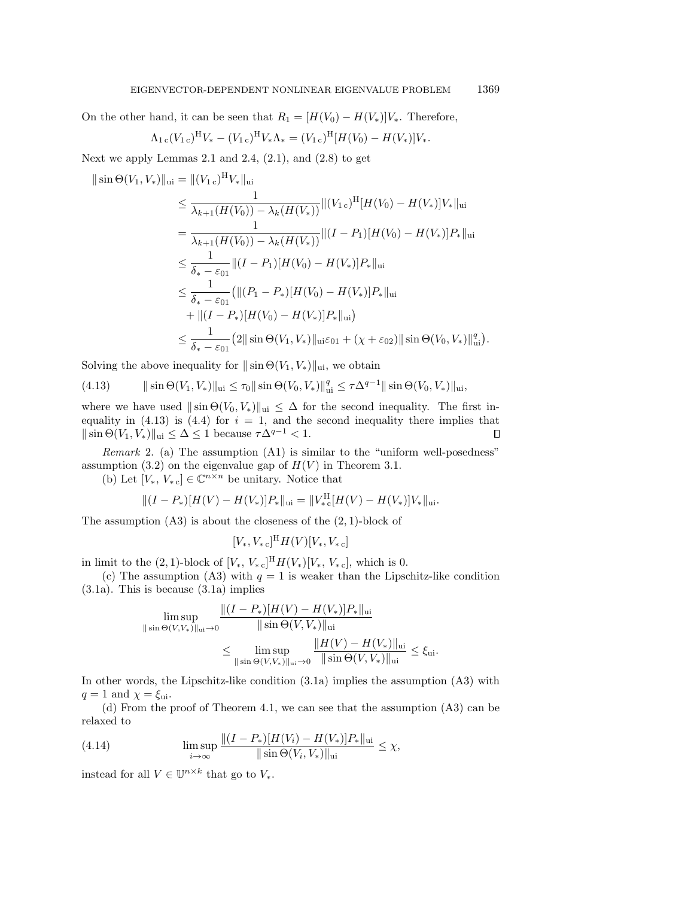On the other hand, it can be seen that $R_1 = [H(V_0) - H(V_*)]V_*$. Therefore,

$$\Lambda_{1\,\mathrm{c}}(V_{1\,\mathrm{c}})^{\mathrm{H}} V_* - (V_{1\,\mathrm{c}})^{\mathrm{H}} V_* \Lambda_* = (V_{1\,\mathrm{c}})^{\mathrm{H}} [H(V_0) - H(V_*)] V_*.$$

Next we apply Lemmas 2.1 and 2.4, (2.1), and (2.8) to get

$$\begin{aligned}
\|\sin\Theta(V_1, V_*)\|_{\mathrm{ui}} &= \|(V_{1\,\mathrm{c}})^{\mathrm{H}} V_*\|_{\mathrm{ui}} \\
&\le \frac{1}{\lambda_{k+1}(H(V_0)) - \lambda_k(H(V_*))} \|(V_{1\,\mathrm{c}})^{\mathrm{H}} [H(V_0) - H(V_*)] V_*\|_{\mathrm{ui}} \\
&= \frac{1}{\lambda_{k+1}(H(V_0)) - \lambda_k(H(V_*))} \|(I - P_1)[H(V_0) - H(V_*)] P_*\|_{\mathrm{ui}} \\
&\le \frac{1}{\delta_* - \varepsilon_{01}} \|(I - P_1)[H(V_0) - H(V_*)] P_*\|_{\mathrm{ui}} \\
&\le \frac{1}{\delta_* - \varepsilon_{01}} \big( \|(P_1 - P_*)[H(V_0) - H(V_*)] P_*\|_{\mathrm{ui}} \\
&\quad + \|(I - P_*)[H(V_0) - H(V_*)] P_*\|_{\mathrm{ui}} \big) \\
&\le \frac{1}{\delta_* - \varepsilon_{01}} \big( 2\|\sin\Theta(V_1, V_*)\|_{\mathrm{ui}} \varepsilon_{01} + (\chi + \varepsilon_{02}) \|\sin\Theta(V_0, V_*)\|_{\mathrm{ui}}^q \big).
\end{aligned}$$

Solving the above inequality for $\|\sin\Theta(V_1, V_*)\|_{\mathrm{ui}}$, we obtain

$$\|\sin\Theta(V_1, V_*)\|_{\mathrm{ui}} \le \tau_0 \|\sin\Theta(V_0, V_*)\|_{\mathrm{ui}}^q \le \tau \Delta^{q-1} \|\sin\Theta(V_0, V_*)\|_{\mathrm{ui}}, \tag{4.13}$$

where we have used $\|\sin\Theta(V_0, V_*)\|_{\mathrm{ui}} \le \Delta$ for the second inequality. The first inequality in (4.13) is (4.4) for $i = 1$, and the second inequality there implies that $\|\sin\Theta(V_1, V_*)\|_{\mathrm{ui}} \le \Delta \le 1$ because $\tau\Delta^{q-1} < 1$. ∎

*Remark* 2. (a) The assumption (A1) is similar to the "uniform well-posedness" assumption (3.2) on the eigenvalue gap of $H(V)$ in Theorem 3.1.

(b) Let $[V_*, V_{*\,\mathrm{c}}] \in \mathbb{C}^{n \times n}$ be unitary. Notice that

$$\|(I - P_*)[H(V) - H(V_*)] P_*\|_{\mathrm{ui}} = \|V_{*\,\mathrm{c}}^{\mathrm{H}} [H(V) - H(V_*)] V_*\|_{\mathrm{ui}}.$$

The assumption (A3) is about the closeness of the $(2,1)$-block of

$$[V_*, V_{*\,\mathrm{c}}]^{\mathrm{H}} H(V) [V_*, V_{*\,\mathrm{c}}]$$

in limit to the $(2,1)$-block of $[V_*, V_{*\,\mathrm{c}}]^{\mathrm{H}} H(V_*) [V_*, V_{*\,\mathrm{c}}]$, which is 0.

(c) The assumption (A3) with $q = 1$ is weaker than the Lipschitz-like condition (3.1a). This is because (3.1a) implies

$$\begin{aligned}
\limsup_{\|\sin\Theta(V,V_*)\|_{\mathrm{ui}} \to 0} &\frac{\|(I - P_*)[H(V) - H(V_*)] P_*\|_{\mathrm{ui}}}{\|\sin\Theta(V, V_*)\|_{\mathrm{ui}}} \\
&\le \limsup_{\|\sin\Theta(V,V_*)\|_{\mathrm{ui}} \to 0} \frac{\|H(V) - H(V_*)\|_{\mathrm{ui}}}{\|\sin\Theta(V, V_*)\|_{\mathrm{ui}}} \le \xi_{\mathrm{ui}}.
\end{aligned}$$

In other words, the Lipschitz-like condition (3.1a) implies the assumption (A3) with $q = 1$ and $\chi = \xi_{\mathrm{ui}}$.

(d) From the proof of Theorem 4.1, we can see that the assumption (A3) can be relaxed to

$$\limsup_{i \to \infty} \frac{\|(I - P_*)[H(V_i) - H(V_*)] P_*\|_{\mathrm{ui}}}{\|\sin\Theta(V_i, V_*)\|_{\mathrm{ui}}} \le \chi, \tag{4.14}$$

instead for all $V \in \mathbb{U}^{n \times k}$ that go to $V_*$.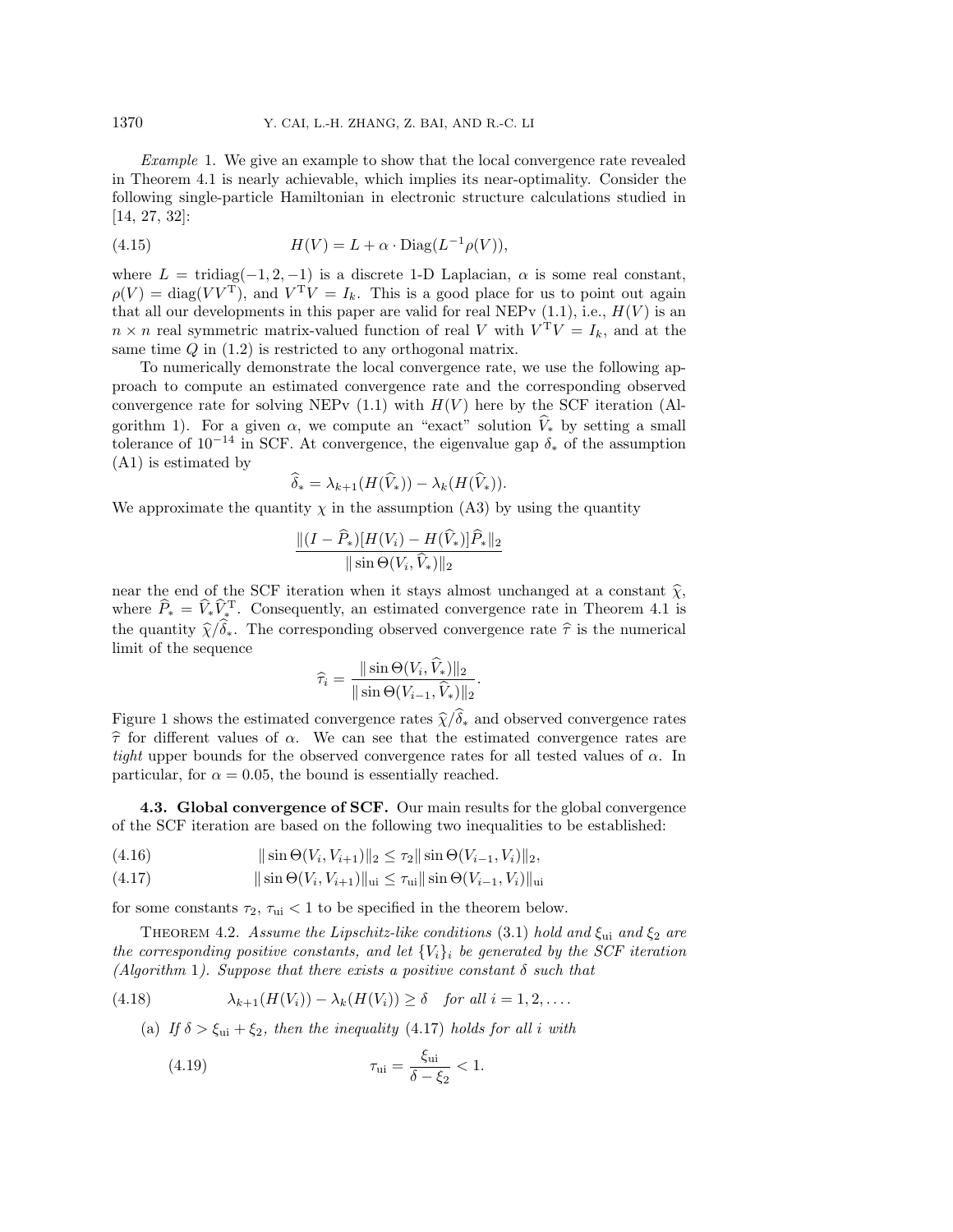*Example* 1. We give an example to show that the local convergence rate revealed in Theorem 4.1 is nearly achievable, which implies its near-optimality. Consider the following single-particle Hamiltonian in electronic structure calculations studied in [14, 27, 32]:

$$H(V) = L + \alpha \cdot \mathrm{Diag}(L^{-1}\rho(V)), \tag{4.15}$$

where $L = \mathrm{tridiag}(-1, 2, -1)$ is a discrete 1-D Laplacian, $\alpha$ is some real constant, $\rho(V) = \mathrm{diag}(VV^{\mathrm{T}})$, and $V^{\mathrm{T}}V = I_k$. This is a good place for us to point out again that all our developments in this paper are valid for real NEPv (1.1), i.e., $H(V)$ is an $n \times n$ real symmetric matrix-valued function of real $V$ with $V^{\mathrm{T}}V = I_k$, and at the same time $Q$ in (1.2) is restricted to any orthogonal matrix.

To numerically demonstrate the local convergence rate, we use the following approach to compute an estimated convergence rate and the corresponding observed convergence rate for solving NEPv (1.1) with $H(V)$ here by the SCF iteration (Algorithm 1). For a given $\alpha$, we compute an "exact" solution $\widehat{V}_*$ by setting a small tolerance of $10^{-14}$ in SCF. At convergence, the eigenvalue gap $\delta_*$ of the assumption (A1) is estimated by

$$\widehat{\delta}_* = \lambda_{k+1}(H(\widehat{V}_*)) - \lambda_k(H(\widehat{V}_*)).$$

We approximate the quantity $\chi$ in the assumption (A3) by using the quantity

$$\frac{\|(I - \widehat{P}_*)[H(V_i) - H(\widehat{V}_*)]\widehat{P}_*\|_2}{\|\sin\Theta(V_i, \widehat{V}_*)\|_2}$$

near the end of the SCF iteration when it stays almost unchanged at a constant $\widehat{\chi}$, where $\widehat{P}_* = \widehat{V}_*\widehat{V}_*^{\mathrm{T}}$. Consequently, an estimated convergence rate in Theorem 4.1 is the quantity $\widehat{\chi}/\widehat{\delta}_*$. The corresponding observed convergence rate $\widehat{\tau}$ is the numerical limit of the sequence

$$\widehat{\tau}_i = \frac{\|\sin\Theta(V_i, \widehat{V}_*)\|_2}{\|\sin\Theta(V_{i-1}, \widehat{V}_*)\|_2}.$$

Figure 1 shows the estimated convergence rates $\widehat{\chi}/\widehat{\delta}_*$ and observed convergence rates $\widehat{\tau}$ for different values of $\alpha$. We can see that the estimated convergence rates are *tight* upper bounds for the observed convergence rates for all tested values of $\alpha$. In particular, for $\alpha = 0.05$, the bound is essentially reached.

### 4.3. Global convergence of SCF.

Our main results for the global convergence of the SCF iteration are based on the following two inequalities to be established:

$$\|\sin\Theta(V_i, V_{i+1})\|_2 \le \tau_2 \|\sin\Theta(V_{i-1}, V_i)\|_2, \tag{4.16}$$

$$\|\sin\Theta(V_i, V_{i+1})\|_{\mathrm{ui}} \le \tau_{\mathrm{ui}} \|\sin\Theta(V_{i-1}, V_i)\|_{\mathrm{ui}} \tag{4.17}$$

for some constants $\tau_2$, $\tau_{\mathrm{ui}} < 1$ to be specified in the theorem below.

THEOREM 4.2. *Assume the Lipschitz-like conditions* (3.1) *hold and* $\xi_{\mathrm{ui}}$ *and* $\xi_2$ *are the corresponding positive constants, and let* $\{V_i\}_i$ *be generated by the SCF iteration (Algorithm* 1*). Suppose that there exists a positive constant* $\delta$ *such that*

$$\lambda_{k+1}(H(V_i)) - \lambda_k(H(V_i)) \ge \delta \quad \textit{for all } i = 1, 2, \ldots. \tag{4.18}$$

(a) *If* $\delta > \xi_{\mathrm{ui}} + \xi_2$, *then the inequality* (4.17) *holds for all* $i$ *with*

$$\tau_{\mathrm{ui}} = \frac{\xi_{\mathrm{ui}}}{\delta - \xi_2} < 1. \tag{4.19}$$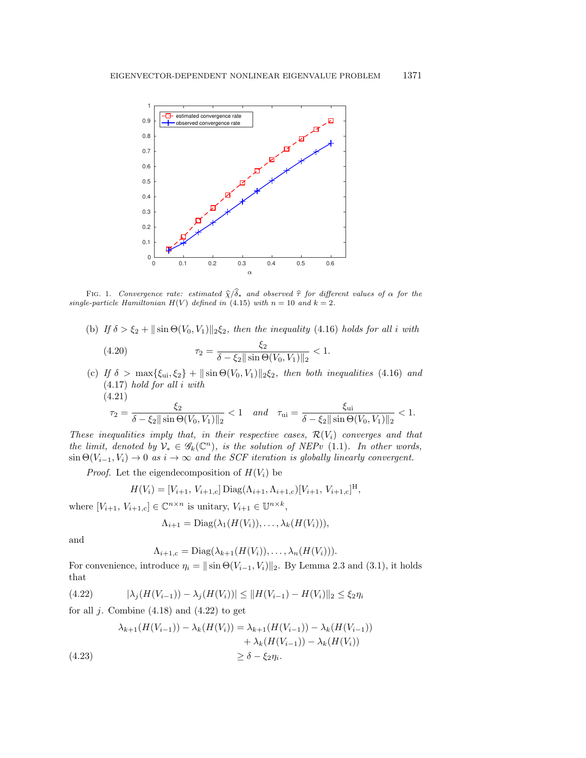Fig. 1. *Convergence rate: estimated $\widehat{\chi}/\widehat{\delta}_*$ and observed $\widehat{\tau}$ for different values of $\alpha$ for the single-particle Hamiltonian $H(V)$ defined in* (4.15) *with $n = 10$ and $k = 2$.*

(b) *If $\delta > \xi_2 + \|\sin\Theta(V_0, V_1)\|_2 \xi_2$, then the inequality* (4.16) *holds for all $i$ with*

$$\tau_2 = \frac{\xi_2}{\delta - \xi_2 \|\sin\Theta(V_0, V_1)\|_2} < 1. \tag{4.20}$$

(c) *If $\delta > \max\{\xi_{\rm ui}, \xi_2\} + \|\sin\Theta(V_0, V_1)\|_2 \xi_2$, then both inequalities* (4.16) *and* (4.17) *hold for all $i$ with*

$$\tau_2 = \frac{\xi_2}{\delta - \xi_2 \|\sin\Theta(V_0, V_1)\|_2} < 1 \quad \text{and} \quad \tau_{\rm ui} = \frac{\xi_{\rm ui}}{\delta - \xi_2 \|\sin\Theta(V_0, V_1)\|_2} < 1. \tag{4.21}$$

*These inequalities imply that, in their respective cases, $\mathcal{R}(V_i)$ converges and that the limit, denoted by $\mathcal{V}_* \in \mathscr{G}_k(\mathbb{C}^n)$, is the solution of NEPv* (1.1)*. In other words, $\sin\Theta(V_{i-1}, V_i) \to 0$ as $i \to \infty$ and the SCF iteration is globally linearly convergent.*

*Proof.* Let the eigendecomposition of $H(V_i)$ be

$$H(V_i) = [V_{i+1}, V_{i+1,{\rm c}}]\, \mathrm{Diag}(\Lambda_{i+1}, \Lambda_{i+1,{\rm c}})[V_{i+1}, V_{i+1,{\rm c}}]^{\rm H},$$

where $[V_{i+1}, V_{i+1,{\rm c}}] \in \mathbb{C}^{n\times n}$ is unitary, $V_{i+1} \in \mathbb{U}^{n\times k}$,

$$\Lambda_{i+1} = \mathrm{Diag}(\lambda_1(H(V_i)), \ldots, \lambda_k(H(V_i))),$$

and

$$\Lambda_{i+1,{\rm c}} = \mathrm{Diag}(\lambda_{k+1}(H(V_i)), \ldots, \lambda_n(H(V_i))).$$

For convenience, introduce $\eta_i = \|\sin\Theta(V_{i-1}, V_i)\|_2$. By Lemma 2.3 and (3.1), it holds that

$$|\lambda_j(H(V_{i-1})) - \lambda_j(H(V_i))| \le \|H(V_{i-1}) - H(V_i)\|_2 \le \xi_2 \eta_i \tag{4.22}$$

for all $j$. Combine (4.18) and (4.22) to get

$$\begin{aligned} \lambda_{k+1}(H(V_{i-1})) - \lambda_k(H(V_i)) &= \lambda_{k+1}(H(V_{i-1})) - \lambda_k(H(V_{i-1})) \\ &\quad + \lambda_k(H(V_{i-1})) - \lambda_k(H(V_i)) \\ &\ge \delta - \xi_2 \eta_i. \end{aligned} \tag{4.23}$$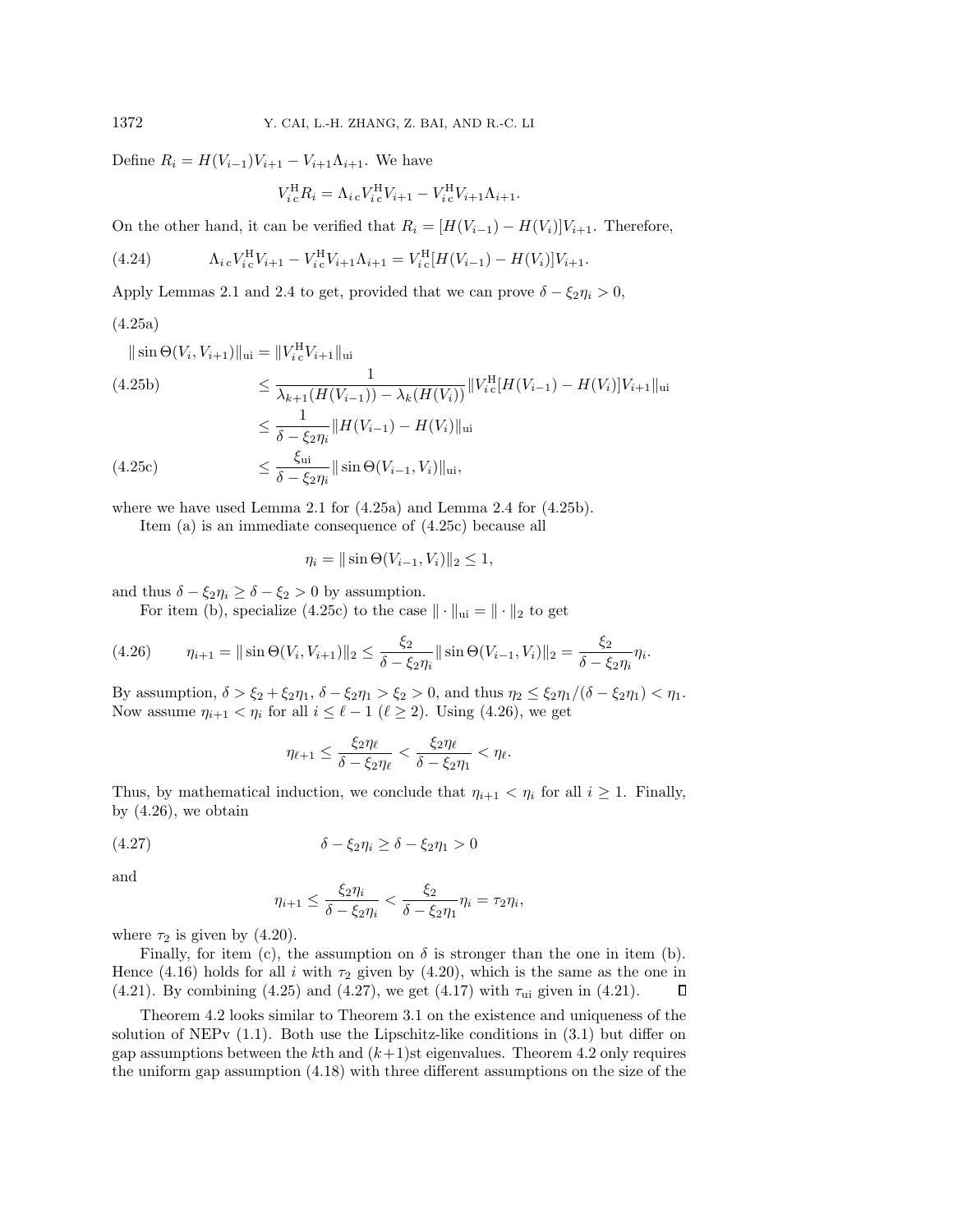Define $R_i = H(V_{i-1})V_{i+1} - V_{i+1}\Lambda_{i+1}$. We have

$$V_{i\,\mathrm{c}}^{\mathrm{H}} R_i = \Lambda_{i\,\mathrm{c}} V_{i\,\mathrm{c}}^{\mathrm{H}} V_{i+1} - V_{i\,\mathrm{c}}^{\mathrm{H}} V_{i+1}\Lambda_{i+1}.$$

On the other hand, it can be verified that $R_i = [H(V_{i-1}) - H(V_i)]V_{i+1}$. Therefore,

$$\Lambda_{i\,\mathrm{c}} V_{i\,\mathrm{c}}^{\mathrm{H}} V_{i+1} - V_{i\,\mathrm{c}}^{\mathrm{H}} V_{i+1}\Lambda_{i+1} = V_{i\,\mathrm{c}}^{\mathrm{H}}[H(V_{i-1}) - H(V_i)]V_{i+1}. \tag{4.24}$$

Apply Lemmas 2.1 and 2.4 to get, provided that we can prove $\delta - \xi_2\eta_i > 0$,

(4.25a)

$$\|\sin\Theta(V_i, V_{i+1})\|_{\mathrm{ui}} = \|V_{i\,\mathrm{c}}^{\mathrm{H}} V_{i+1}\|_{\mathrm{ui}}$$

$$\le \frac{1}{\lambda_{k+1}(H(V_{i-1})) - \lambda_k(H(V_i))}\|V_{i\,\mathrm{c}}^{\mathrm{H}}[H(V_{i-1}) - H(V_i)]V_{i+1}\|_{\mathrm{ui}} \tag{4.25b}$$

$$\le \frac{1}{\delta - \xi_2\eta_i}\|H(V_{i-1}) - H(V_i)\|_{\mathrm{ui}}$$

$$\le \frac{\xi_{\mathrm{ui}}}{\delta - \xi_2\eta_i}\|\sin\Theta(V_{i-1}, V_i)\|_{\mathrm{ui}}, \tag{4.25c}$$

where we have used Lemma 2.1 for (4.25a) and Lemma 2.4 for (4.25b).

Item (a) is an immediate consequence of (4.25c) because all

$$\eta_i = \|\sin\Theta(V_{i-1}, V_i)\|_2 \le 1,$$

and thus $\delta - \xi_2\eta_i \ge \delta - \xi_2 > 0$ by assumption.

For item (b), specialize (4.25c) to the case $\|\cdot\|_{\mathrm{ui}} = \|\cdot\|_2$ to get

$$\eta_{i+1} = \|\sin\Theta(V_i, V_{i+1})\|_2 \le \frac{\xi_2}{\delta - \xi_2\eta_i}\|\sin\Theta(V_{i-1}, V_i)\|_2 = \frac{\xi_2}{\delta - \xi_2\eta_i}\eta_i. \tag{4.26}$$

By assumption, $\delta > \xi_2 + \xi_2\eta_1$, $\delta - \xi_2\eta_1 > \xi_2 > 0$, and thus $\eta_2 \le \xi_2\eta_1/(\delta - \xi_2\eta_1) < \eta_1$. Now assume $\eta_{i+1} < \eta_i$ for all $i \le \ell - 1$ ($\ell \ge 2$). Using (4.26), we get

$$\eta_{\ell+1} \le \frac{\xi_2\eta_\ell}{\delta - \xi_2\eta_\ell} < \frac{\xi_2\eta_\ell}{\delta - \xi_2\eta_1} < \eta_\ell.$$

Thus, by mathematical induction, we conclude that $\eta_{i+1} < \eta_i$ for all $i \ge 1$. Finally, by (4.26), we obtain

$$\delta - \xi_2\eta_i \ge \delta - \xi_2\eta_1 > 0 \tag{4.27}$$

and

$$\eta_{i+1} \le \frac{\xi_2\eta_i}{\delta - \xi_2\eta_i} < \frac{\xi_2}{\delta - \xi_2\eta_1}\eta_i = \tau_2\eta_i,$$

where $\tau_2$ is given by (4.20).

Finally, for item (c), the assumption on $\delta$ is stronger than the one in item (b). Hence (4.16) holds for all $i$ with $\tau_2$ given by (4.20), which is the same as the one in (4.21). By combining (4.25) and (4.27), we get (4.17) with $\tau_{\mathrm{ui}}$ given in (4.21). ◻

Theorem 4.2 looks similar to Theorem 3.1 on the existence and uniqueness of the solution of NEPv (1.1). Both use the Lipschitz-like conditions in (3.1) but differ on gap assumptions between the $k$th and $(k+1)$st eigenvalues. Theorem 4.2 only requires the uniform gap assumption (4.18) with three different assumptions on the size of the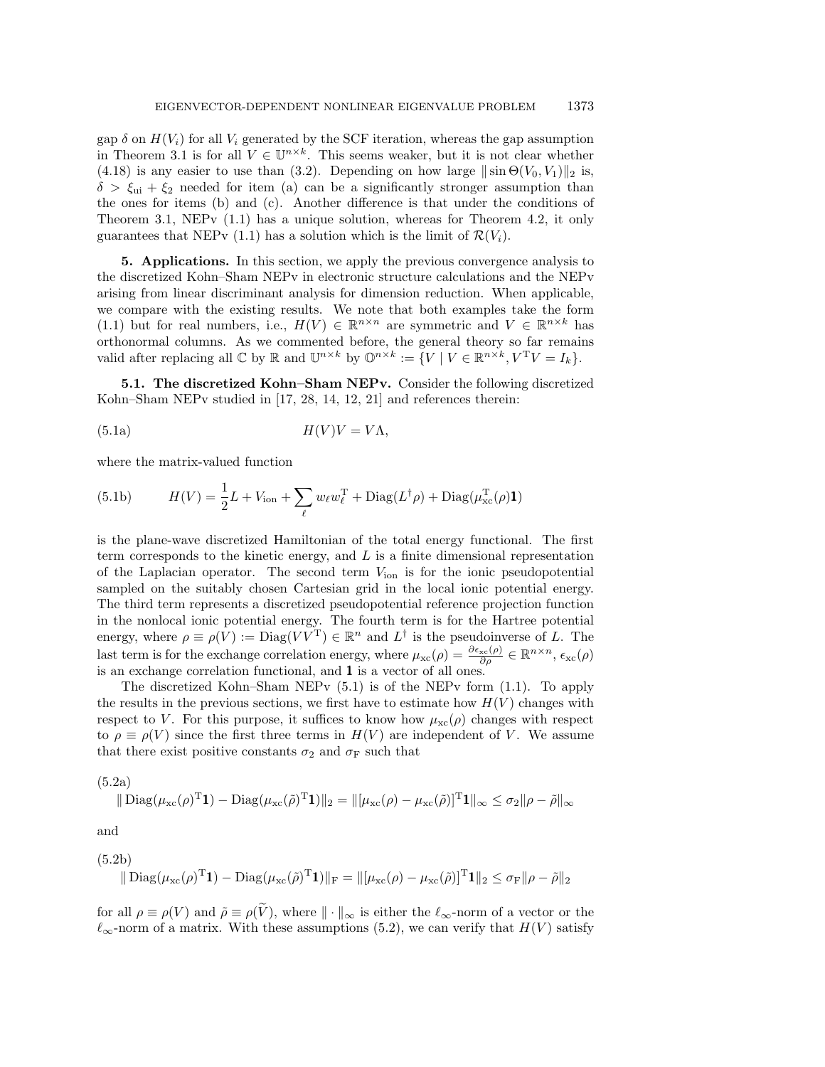gap $\delta$ on $H(V_i)$ for all $V_i$ generated by the SCF iteration, whereas the gap assumption in Theorem 3.1 is for all $V \in \mathbb{U}^{n\times k}$. This seems weaker, but it is not clear whether (4.18) is any easier to use than (3.2). Depending on how large $\|\sin\Theta(V_0, V_1)\|_2$ is, $\delta > \xi_{\rm ui} + \xi_2$ needed for item (a) can be a significantly stronger assumption than the ones for items (b) and (c). Another difference is that under the conditions of Theorem 3.1, NEPv (1.1) has a unique solution, whereas for Theorem 4.2, it only guarantees that NEPv (1.1) has a solution which is the limit of $\mathcal{R}(V_i)$.

## 5. Applications.

In this section, we apply the previous convergence analysis to the discretized Kohn–Sham NEPv in electronic structure calculations and the NEPv arising from linear discriminant analysis for dimension reduction. When applicable, we compare with the existing results. We note that both examples take the form (1.1) but for real numbers, i.e., $H(V) \in \mathbb{R}^{n\times n}$ are symmetric and $V \in \mathbb{R}^{n\times k}$ has orthonormal columns. As we commented before, the general theory so far remains valid after replacing all $\mathbb{C}$ by $\mathbb{R}$ and $\mathbb{U}^{n\times k}$ by $\mathbb{O}^{n\times k} := \{V \mid V \in \mathbb{R}^{n\times k}, V^{\rm T}V = I_k\}$.

### 5.1. The discretized Kohn–Sham NEPv.

Consider the following discretized Kohn–Sham NEPv studied in [17, 28, 14, 12, 21] and references therein:

$$H(V)V = V\Lambda, \tag{5.1a}$$

where the matrix-valued function

$$H(V) = \frac{1}{2}L + V_{\rm ion} + \sum_{\ell} w_\ell w_\ell^{\rm T} + {\rm Diag}(L^{\dagger}\rho) + {\rm Diag}(\mu_{\rm xc}^{\rm T}(\rho)\mathbf{1}) \tag{5.1b}$$

is the plane-wave discretized Hamiltonian of the total energy functional. The first term corresponds to the kinetic energy, and $L$ is a finite dimensional representation of the Laplacian operator. The second term $V_{\rm ion}$ is for the ionic pseudopotential sampled on the suitably chosen Cartesian grid in the local ionic potential energy. The third term represents a discretized pseudopotential reference projection function in the nonlocal ionic potential energy. The fourth term is for the Hartree potential energy, where $\rho \equiv \rho(V) := {\rm Diag}(VV^{\rm T}) \in \mathbb{R}^n$ and $L^{\dagger}$ is the pseudoinverse of $L$. The last term is for the exchange correlation energy, where $\mu_{\rm xc}(\rho) = \frac{\partial \epsilon_{\rm xc}(\rho)}{\partial \rho} \in \mathbb{R}^{n\times n}$, $\epsilon_{\rm xc}(\rho)$ is an exchange correlation functional, and $\mathbf{1}$ is a vector of all ones.

The discretized Kohn–Sham NEPv (5.1) is of the NEPv form (1.1). To apply the results in the previous sections, we first have to estimate how $H(V)$ changes with respect to $V$. For this purpose, it suffices to know how $\mu_{\rm xc}(\rho)$ changes with respect to $\rho \equiv \rho(V)$ since the first three terms in $H(V)$ are independent of $V$. We assume that there exist positive constants $\sigma_2$ and $\sigma_{\rm F}$ such that

$$\|{\rm Diag}(\mu_{\rm xc}(\rho)^{\rm T}\mathbf{1}) - {\rm Diag}(\mu_{\rm xc}(\tilde\rho)^{\rm T}\mathbf{1})\|_2 = \|[\mu_{\rm xc}(\rho) - \mu_{\rm xc}(\tilde\rho)]^{\rm T}\mathbf{1}\|_\infty \le \sigma_2\|\rho - \tilde\rho\|_\infty \tag{5.2a}$$

and

$$\|{\rm Diag}(\mu_{\rm xc}(\rho)^{\rm T}\mathbf{1}) - {\rm Diag}(\mu_{\rm xc}(\tilde\rho)^{\rm T}\mathbf{1})\|_{\rm F} = \|[\mu_{\rm xc}(\rho) - \mu_{\rm xc}(\tilde\rho)]^{\rm T}\mathbf{1}\|_2 \le \sigma_{\rm F}\|\rho - \tilde\rho\|_2 \tag{5.2b}$$

for all $\rho \equiv \rho(V)$ and $\tilde\rho \equiv \rho(\widetilde{V})$, where $\|\cdot\|_\infty$ is either the $\ell_\infty$-norm of a vector or the $\ell_\infty$-norm of a matrix. With these assumptions (5.2), we can verify that $H(V)$ satisfy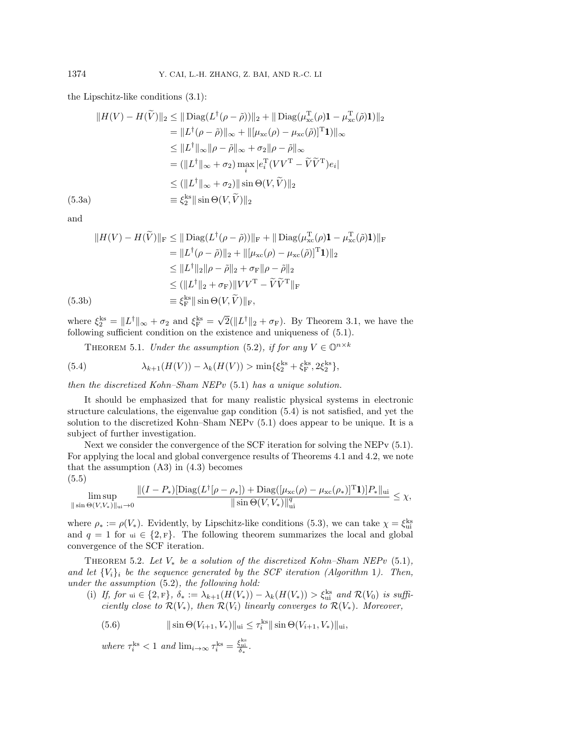the Lipschitz-like conditions (3.1):

$$
\begin{aligned}
\|H(V) - H(\widetilde{V})\|_2 &\le \|\operatorname{Diag}(L^\dagger(\rho - \tilde{\rho}))\|_2 + \|\operatorname{Diag}(\mu_{\rm xc}^{\rm T}(\rho)\mathbf{1} - \mu_{\rm xc}^{\rm T}(\tilde{\rho})\mathbf{1})\|_2 \\
&= \|L^\dagger(\rho - \tilde{\rho})\|_\infty + \|[\mu_{\rm xc}(\rho) - \mu_{\rm xc}(\tilde{\rho})]^{\rm T}\mathbf{1})\|_\infty \\
&\le \|L^\dagger\|_\infty \|\rho - \tilde{\rho}\|_\infty + \sigma_2 \|\rho - \tilde{\rho}\|_\infty \\
&= (\|L^\dagger\|_\infty + \sigma_2) \max_i |e_i^{\rm T}(VV^{\rm T} - \widetilde{V}\widetilde{V}^{\rm T})e_i| \\
&\le (\|L^\dagger\|_\infty + \sigma_2) \|\sin\Theta(V, \widetilde{V})\|_2 \\
&\equiv \xi_2^{\rm ks} \|\sin\Theta(V, \widetilde{V})\|_2
\end{aligned} \tag{5.3a}
$$

and

$$
\begin{aligned}
\|H(V) - H(\widetilde{V})\|_{\rm F} &\le \|\operatorname{Diag}(L^\dagger(\rho - \tilde{\rho}))\|_{\rm F} + \|\operatorname{Diag}(\mu_{\rm xc}^{\rm T}(\rho)\mathbf{1} - \mu_{\rm xc}^{\rm T}(\tilde{\rho})\mathbf{1})\|_{\rm F} \\
&= \|L^\dagger(\rho - \tilde{\rho})\|_2 + \|[\mu_{\rm xc}(\rho) - \mu_{\rm xc}(\tilde{\rho})]^{\rm T}\mathbf{1})\|_2 \\
&\le \|L^\dagger\|_2 \|\rho - \tilde{\rho}\|_2 + \sigma_{\rm F} \|\rho - \tilde{\rho}\|_2 \\
&\le (\|L^\dagger\|_2 + \sigma_{\rm F}) \|VV^{\rm T} - \widetilde{V}\widetilde{V}^{\rm T}\|_{\rm F} \\
&\equiv \xi_{\rm F}^{\rm ks} \|\sin\Theta(V, \widetilde{V})\|_{\rm F},
\end{aligned} \tag{5.3b}
$$

where $\xi_2^{\rm ks} = \|L^\dagger\|_\infty + \sigma_2$ and $\xi_{\rm F}^{\rm ks} = \sqrt{2}(\|L^\dagger\|_2 + \sigma_{\rm F})$. By Theorem 3.1, we have the following sufficient condition on the existence and uniqueness of (5.1).

**Theorem 5.1.** *Under the assumption* (5.2), *if for any* $V \in \mathbb{O}^{n\times k}$

$$
\lambda_{k+1}(H(V)) - \lambda_k(H(V)) > \min\{\xi_2^{\rm ks} + \xi_{\rm F}^{\rm ks}, 2\xi_2^{\rm ks}\}, \tag{5.4}
$$

*then the discretized Kohn–Sham NEPv* (5.1) *has a unique solution.*

It should be emphasized that for many realistic physical systems in electronic structure calculations, the eigenvalue gap condition (5.4) is not satisfied, and yet the solution to the discretized Kohn–Sham NEPv (5.1) does appear to be unique. It is a subject of further investigation.

Next we consider the convergence of the SCF iteration for solving the NEPv (5.1). For applying the local and global convergence results of Theorems 4.1 and 4.2, we note that the assumption (A3) in (4.3) becomes

$$
\limsup_{\|\sin\Theta(V,V_*)\|_{\rm ui}\to 0} \frac{\|(I - P_*)[\operatorname{Diag}(L^\dagger[\rho - \rho_*]) + \operatorname{Diag}([\mu_{\rm xc}(\rho) - \mu_{\rm xc}(\rho_*)]^{\rm T}\mathbf{1})]P_*\|_{\rm ui}}{\|\sin\Theta(V, V_*)\|_{\rm ui}^q} \le \chi, \tag{5.5}
$$

where $\rho_* := \rho(V_*)$. Evidently, by Lipschitz-like conditions (5.3), we can take $\chi = \xi_{\rm ui}^{\rm ks}$ and $q = 1$ for ${\rm ui} \in \{2, {\rm F}\}$. The following theorem summarizes the local and global convergence of the SCF iteration.

**Theorem 5.2.** *Let $V_*$ be a solution of the discretized Kohn–Sham NEPv* (5.1), *and let $\{V_i\}_i$ be the sequence generated by the SCF iteration (Algorithm 1). Then, under the assumption* (5.2), *the following hold:*

(i) *If, for* ${\rm ui} \in \{2, {\rm F}\}$, $\delta_* := \lambda_{k+1}(H(V_*)) - \lambda_k(H(V_*)) > \xi_{\rm ui}^{\rm ks}$ *and* $\mathcal{R}(V_0)$ *is sufficiently close to* $\mathcal{R}(V_*)$, *then* $\mathcal{R}(V_i)$ *linearly converges to* $\mathcal{R}(V_*)$. *Moreover,*

$$
\|\sin\Theta(V_{i+1}, V_*)\|_{\rm ui} \le \tau_i^{\rm ks} \|\sin\Theta(V_{i+1}, V_*)\|_{\rm ui}, \tag{5.6}
$$

*where* $\tau_i^{\rm ks} < 1$ *and* $\lim_{i\to\infty} \tau_i^{\rm ks} = \frac{\xi_{\rm ui}^{\rm ks}}{\delta_*}$.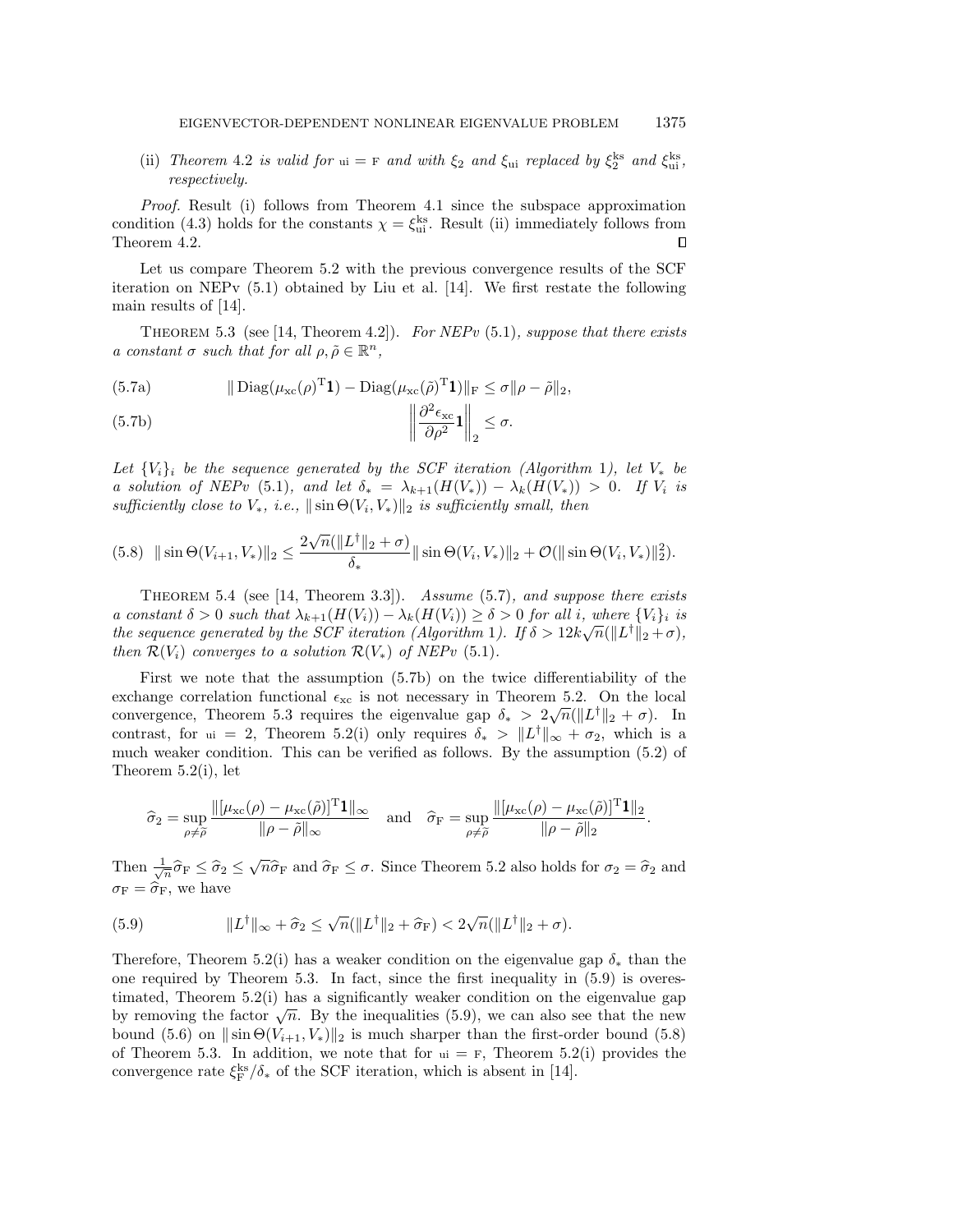(ii) *Theorem* 4.2 *is valid for* $\text{ui} = \text{F}$ *and with* $\xi_2$ *and* $\xi_{\text{ui}}$ *replaced by* $\xi_2^{\text{ks}}$ *and* $\xi_{\text{ui}}^{\text{ks}}$, *respectively.*

*Proof.* Result (i) follows from Theorem 4.1 since the subspace approximation condition (4.3) holds for the constants $\chi = \xi_{\text{ui}}^{\text{ks}}$. Result (ii) immediately follows from Theorem 4.2. $\square$

Let us compare Theorem 5.2 with the previous convergence results of the SCF iteration on NEPv (5.1) obtained by Liu et al. [14]. We first restate the following main results of [14].

THEOREM 5.3 (see [14, Theorem 4.2]). *For NEPv* (5.1)*, suppose that there exists a constant* $\sigma$ *such that for all* $\rho, \tilde{\rho} \in \mathbb{R}^n$,

$$\|\operatorname{Diag}(\mu_{\text{xc}}(\rho)^{\text{T}}\mathbf{1}) - \operatorname{Diag}(\mu_{\text{xc}}(\tilde{\rho})^{\text{T}}\mathbf{1})\|_{\text{F}} \leq \sigma\|\rho - \tilde{\rho}\|_2, \tag{5.7a}$$

$$\left\|\frac{\partial^2 \epsilon_{\text{xc}}}{\partial \rho^2}\mathbf{1}\right\|_2 \leq \sigma. \tag{5.7b}$$

*Let* $\{V_i\}_i$ *be the sequence generated by the SCF iteration (Algorithm* 1*), let* $V_*$ *be a solution of NEPv* (5.1)*, and let* $\delta_* = \lambda_{k+1}(H(V_*)) - \lambda_k(H(V_*)) > 0$. *If* $V_i$ *is sufficiently close to* $V_*$*, i.e.,* $\|\sin\Theta(V_i, V_*)\|_2$ *is sufficiently small, then*

$$\|\sin\Theta(V_{i+1}, V_*)\|_2 \leq \frac{2\sqrt{n}(\|L^{\dagger}\|_2 + \sigma)}{\delta_*}\|\sin\Theta(V_i, V_*)\|_2 + \mathcal{O}(\|\sin\Theta(V_i, V_*)\|_2^2). \tag{5.8}$$

THEOREM 5.4 (see [14, Theorem 3.3]). *Assume* (5.7)*, and suppose there exists a constant* $\delta > 0$ *such that* $\lambda_{k+1}(H(V_i)) - \lambda_k(H(V_i)) \geq \delta > 0$ *for all* $i$*, where* $\{V_i\}_i$ *is the sequence generated by the SCF iteration (Algorithm* 1*). If* $\delta > 12k\sqrt{n}(\|L^{\dagger}\|_2 + \sigma)$*, then* $\mathcal{R}(V_i)$ *converges to a solution* $\mathcal{R}(V_*)$ *of NEPv* (5.1).

First we note that the assumption (5.7b) on the twice differentiability of the exchange correlation functional $\epsilon_{\text{xc}}$ is not necessary in Theorem 5.2. On the local convergence, Theorem 5.3 requires the eigenvalue gap $\delta_* > 2\sqrt{n}(\|L^{\dagger}\|_2 + \sigma)$. In contrast, for $\text{ui} = 2$, Theorem 5.2(i) only requires $\delta_* > \|L^{\dagger}\|_{\infty} + \sigma_2$, which is a much weaker condition. This can be verified as follows. By the assumption (5.2) of Theorem 5.2(i), let

$$\widehat{\sigma}_2 = \sup_{\rho \neq \tilde{\rho}} \frac{\|[\mu_{\text{xc}}(\rho) - \mu_{\text{xc}}(\tilde{\rho})]^{\text{T}}\mathbf{1}\|_{\infty}}{\|\rho - \tilde{\rho}\|_{\infty}} \quad \text{and} \quad \widehat{\sigma}_{\text{F}} = \sup_{\rho \neq \tilde{\rho}} \frac{\|[\mu_{\text{xc}}(\rho) - \mu_{\text{xc}}(\tilde{\rho})]^{\text{T}}\mathbf{1}\|_2}{\|\rho - \tilde{\rho}\|_2}.$$

Then $\frac{1}{\sqrt{n}}\widehat{\sigma}_{\text{F}} \leq \widehat{\sigma}_2 \leq \sqrt{n}\widehat{\sigma}_{\text{F}}$ and $\widehat{\sigma}_{\text{F}} \leq \sigma$. Since Theorem 5.2 also holds for $\sigma_2 = \widehat{\sigma}_2$ and $\sigma_{\text{F}} = \widehat{\sigma}_{\text{F}}$, we have

$$\|L^{\dagger}\|_{\infty} + \widehat{\sigma}_2 \leq \sqrt{n}(\|L^{\dagger}\|_2 + \widehat{\sigma}_{\text{F}}) < 2\sqrt{n}(\|L^{\dagger}\|_2 + \sigma). \tag{5.9}$$

Therefore, Theorem 5.2(i) has a weaker condition on the eigenvalue gap $\delta_*$ than the one required by Theorem 5.3. In fact, since the first inequality in (5.9) is overestimated, Theorem 5.2(i) has a significantly weaker condition on the eigenvalue gap by removing the factor $\sqrt{n}$. By the inequalities (5.9), we can also see that the new bound (5.6) on $\|\sin\Theta(V_{i+1}, V_*)\|_2$ is much sharper than the first-order bound (5.8) of Theorem 5.3. In addition, we note that for $\text{ui} = \text{F}$, Theorem 5.2(i) provides the convergence rate $\xi_{\text{F}}^{\text{ks}}/\delta_*$ of the SCF iteration, which is absent in [14].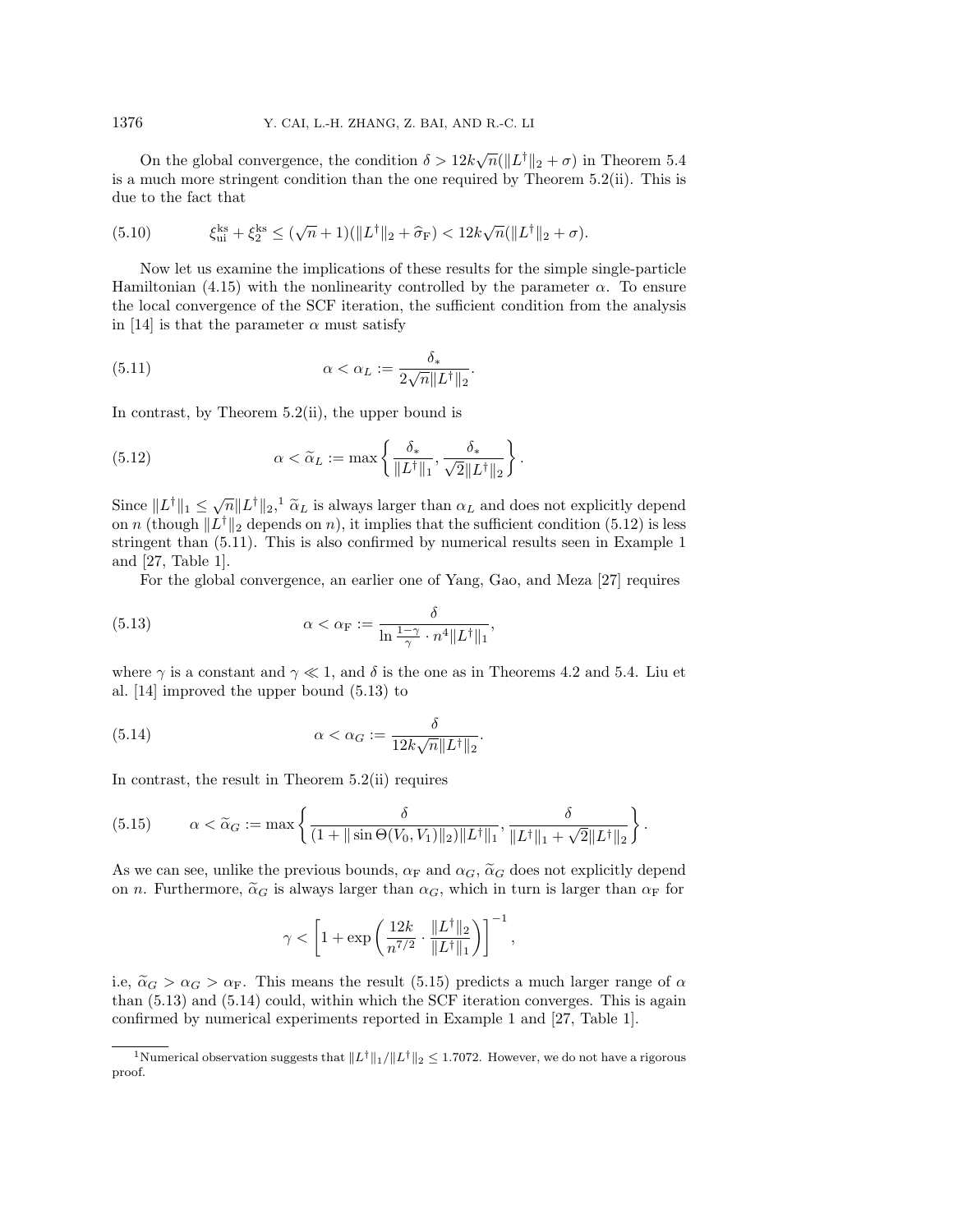On the global convergence, the condition $\delta > 12k\sqrt{n}(\|L^\dagger\|_2 + \sigma)$ in Theorem 5.4 is a much more stringent condition than the one required by Theorem 5.2(ii). This is due to the fact that

$$\xi_{\rm ui}^{\rm ks} + \xi_2^{\rm ks} \le (\sqrt{n}+1)(\|L^\dagger\|_2 + \widehat{\sigma}_{\rm F}) < 12k\sqrt{n}(\|L^\dagger\|_2 + \sigma). \tag{5.10}$$

Now let us examine the implications of these results for the simple single-particle Hamiltonian (4.15) with the nonlinearity controlled by the parameter $\alpha$. To ensure the local convergence of the SCF iteration, the sufficient condition from the analysis in [14] is that the parameter $\alpha$ must satisfy

$$\alpha < \alpha_L := \frac{\delta_*}{2\sqrt{n}\|L^\dagger\|_2}. \tag{5.11}$$

In contrast, by Theorem 5.2(ii), the upper bound is

$$\alpha < \widetilde{\alpha}_L := \max\left\{ \frac{\delta_*}{\|L^\dagger\|_1}, \frac{\delta_*}{\sqrt{2}\|L^\dagger\|_2} \right\}. \tag{5.12}$$

Since $\|L^\dagger\|_1 \le \sqrt{n}\|L^\dagger\|_2$,[1] $\widetilde{\alpha}_L$ is always larger than $\alpha_L$ and does not explicitly depend on $n$ (though $\|L^\dagger\|_2$ depends on $n$), it implies that the sufficient condition (5.12) is less stringent than (5.11). This is also confirmed by numerical results seen in Example 1 and [27, Table 1].

For the global convergence, an earlier one of Yang, Gao, and Meza [27] requires

$$\alpha < \alpha_{\rm F} := \frac{\delta}{\ln\frac{1-\gamma}{\gamma} \cdot n^4 \|L^\dagger\|_1}, \tag{5.13}$$

where $\gamma$ is a constant and $\gamma \ll 1$, and $\delta$ is the one as in Theorems 4.2 and 5.4. Liu et al. [14] improved the upper bound (5.13) to

$$\alpha < \alpha_G := \frac{\delta}{12k\sqrt{n}\|L^\dagger\|_2}. \tag{5.14}$$

In contrast, the result in Theorem 5.2(ii) requires

$$\alpha < \widetilde{\alpha}_G := \max\left\{ \frac{\delta}{(1 + \|\sin\Theta(V_0, V_1)\|_2)\|L^\dagger\|_1}, \frac{\delta}{\|L^\dagger\|_1 + \sqrt{2}\|L^\dagger\|_2} \right\}. \tag{5.15}$$

As we can see, unlike the previous bounds, $\alpha_{\rm F}$ and $\alpha_G$, $\widetilde{\alpha}_G$ does not explicitly depend on $n$. Furthermore, $\widetilde{\alpha}_G$ is always larger than $\alpha_G$, which in turn is larger than $\alpha_{\rm F}$ for

$$\gamma < \left[ 1 + \exp\left( \frac{12k}{n^{7/2}} \cdot \frac{\|L^\dagger\|_2}{\|L^\dagger\|_1} \right) \right]^{-1},$$

i.e, $\widetilde{\alpha}_G > \alpha_G > \alpha_{\rm F}$. This means the result (5.15) predicts a much larger range of $\alpha$ than (5.13) and (5.14) could, within which the SCF iteration converges. This is again confirmed by numerical experiments reported in Example 1 and [27, Table 1].

[1] Numerical observation suggests that $\|L^\dagger\|_1/\|L^\dagger\|_2 \le 1.7072$. However, we do not have a rigorous proof.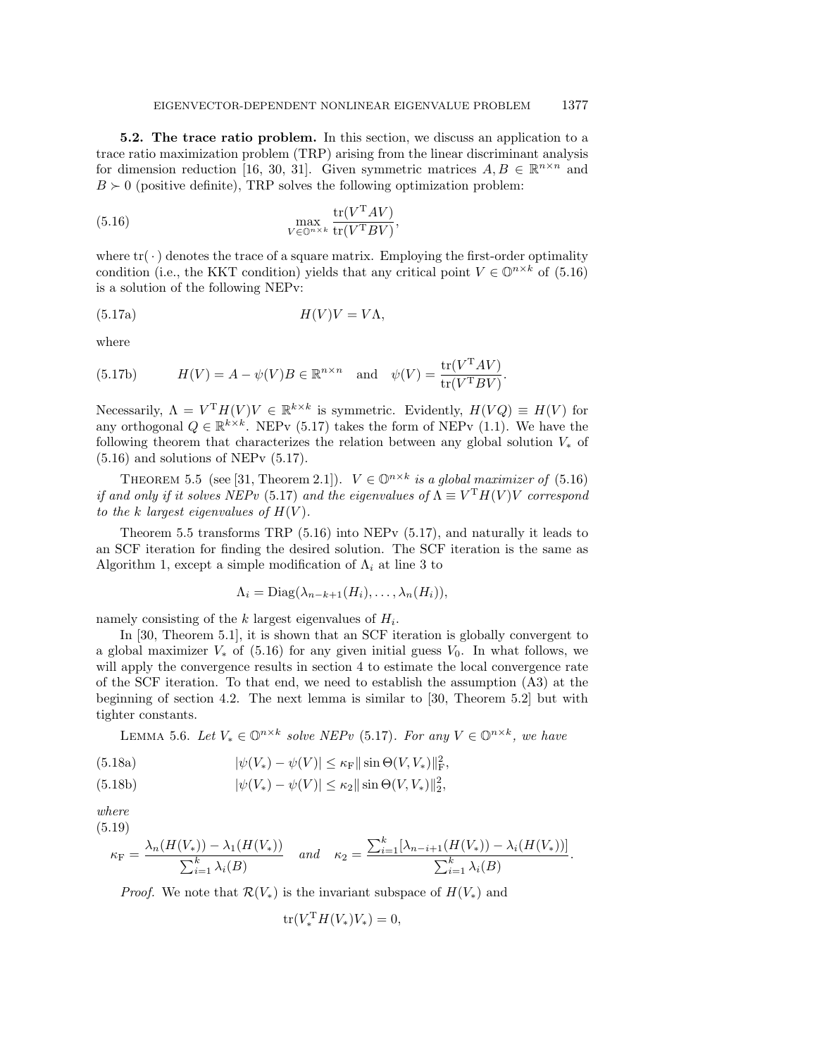### 5.2. The trace ratio problem.

In this section, we discuss an application to a trace ratio maximization problem (TRP) arising from the linear discriminant analysis for dimension reduction [16, 30, 31]. Given symmetric matrices $A, B \in \mathbb{R}^{n\times n}$ and $B \succ 0$ (positive definite), TRP solves the following optimization problem:

$$\max_{V\in\mathbb{O}^{n\times k}} \frac{\operatorname{tr}(V^{\mathrm{T}}AV)}{\operatorname{tr}(V^{\mathrm{T}}BV)}, \tag{5.16}$$

where $\operatorname{tr}(\,\cdot\,)$ denotes the trace of a square matrix. Employing the first-order optimality condition (i.e., the KKT condition) yields that any critical point $V \in \mathbb{O}^{n\times k}$ of (5.16) is a solution of the following NEPv:

$$H(V)V = V\Lambda, \tag{5.17a}$$

where

$$H(V) = A - \psi(V)B \in \mathbb{R}^{n\times n} \quad \text{and} \quad \psi(V) = \frac{\operatorname{tr}(V^{\mathrm{T}}AV)}{\operatorname{tr}(V^{\mathrm{T}}BV)}. \tag{5.17b}$$

Necessarily, $\Lambda = V^{\mathrm{T}}H(V)V \in \mathbb{R}^{k\times k}$ is symmetric. Evidently, $H(VQ) \equiv H(V)$ for any orthogonal $Q \in \mathbb{R}^{k\times k}$. NEPv (5.17) takes the form of NEPv (1.1). We have the following theorem that characterizes the relation between any global solution $V_*$ of (5.16) and solutions of NEPv (5.17).

Theorem 5.5 (see [31, Theorem 2.1]). *$V \in \mathbb{O}^{n\times k}$ is a global maximizer of (5.16) if and only if it solves NEPv (5.17) and the eigenvalues of $\Lambda \equiv V^{\mathrm{T}}H(V)V$ correspond to the $k$ largest eigenvalues of $H(V)$.*

Theorem 5.5 transforms TRP (5.16) into NEPv (5.17), and naturally it leads to an SCF iteration for finding the desired solution. The SCF iteration is the same as Algorithm 1, except a simple modification of $\Lambda_i$ at line 3 to

$$\Lambda_i = \operatorname{Diag}(\lambda_{n-k+1}(H_i), \ldots, \lambda_n(H_i)),$$

namely consisting of the $k$ largest eigenvalues of $H_i$.

In [30, Theorem 5.1], it is shown that an SCF iteration is globally convergent to a global maximizer $V_*$ of (5.16) for any given initial guess $V_0$. In what follows, we will apply the convergence results in section 4 to estimate the local convergence rate of the SCF iteration. To that end, we need to establish the assumption (A3) at the beginning of section 4.2. The next lemma is similar to [30, Theorem 5.2] but with tighter constants.

Lemma 5.6. *Let $V_* \in \mathbb{O}^{n\times k}$ solve NEPv (5.17). For any $V \in \mathbb{O}^{n\times k}$, we have*

$$|\psi(V_*) - \psi(V)| \le \kappa_{\mathrm{F}} \|\sin\Theta(V, V_*)\|_{\mathrm{F}}^2, \tag{5.18a}$$

$$|\psi(V_*) - \psi(V)| \le \kappa_2 \|\sin\Theta(V, V_*)\|_2^2, \tag{5.18b}$$

*where*

$$\kappa_{\mathrm{F}} = \frac{\lambda_n(H(V_*)) - \lambda_1(H(V_*))}{\sum_{i=1}^k \lambda_i(B)} \quad \text{and} \quad \kappa_2 = \frac{\sum_{i=1}^k [\lambda_{n-i+1}(H(V_*)) - \lambda_i(H(V_*))]}{\sum_{i=1}^k \lambda_i(B)}. \tag{5.19}$$

*Proof.* We note that $\mathcal{R}(V_*)$ is the invariant subspace of $H(V_*)$ and

$$\operatorname{tr}(V_*^{\mathrm{T}}H(V_*)V_*) = 0,$$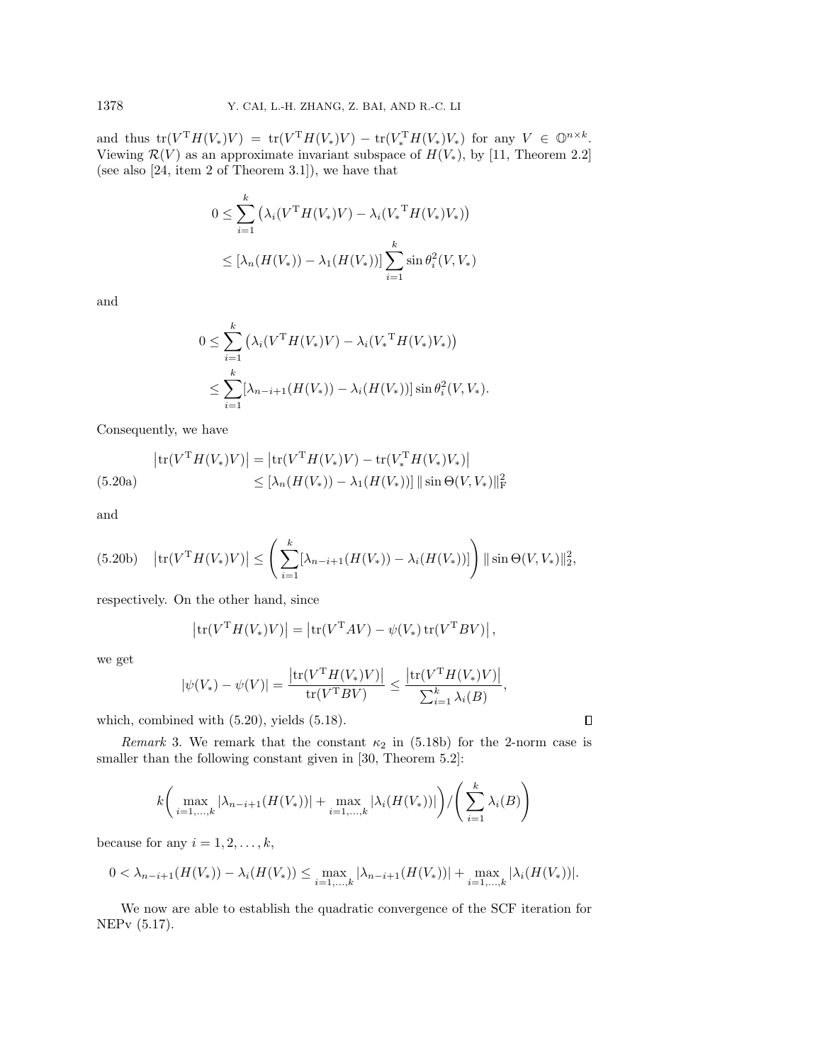and thus $\mathrm{tr}(V^{\mathrm{T}}H(V_*)V) = \mathrm{tr}(V^{\mathrm{T}}H(V_*)V) - \mathrm{tr}(V_*^{\mathrm{T}}H(V_*)V_*)$ for any $V \in \mathbb{O}^{n\times k}$. Viewing $\mathcal{R}(V)$ as an approximate invariant subspace of $H(V_*)$, by [11, Theorem 2.2] (see also [24, item 2 of Theorem 3.1]), we have that

$$
\begin{aligned}
0 &\le \sum_{i=1}^{k} \left(\lambda_i(V^{\mathrm{T}}H(V_*)V) - \lambda_i({V_*}^{\mathrm{T}}H(V_*)V_*)\right) \\
&\le [\lambda_n(H(V_*)) - \lambda_1(H(V_*))] \sum_{i=1}^{k} \sin\theta_i^2(V, V_*)
\end{aligned}
$$

and

$$
\begin{aligned}
0 &\le \sum_{i=1}^{k} \left(\lambda_i(V^{\mathrm{T}}H(V_*)V) - \lambda_i({V_*}^{\mathrm{T}}H(V_*)V_*)\right) \\
&\le \sum_{i=1}^{k} [\lambda_{n-i+1}(H(V_*)) - \lambda_i(H(V_*))] \sin\theta_i^2(V, V_*).
\end{aligned}
$$

Consequently, we have

$$
\begin{aligned}
\left|\mathrm{tr}(V^{\mathrm{T}}H(V_*)V)\right| &= \left|\mathrm{tr}(V^{\mathrm{T}}H(V_*)V) - \mathrm{tr}(V_*^{\mathrm{T}}H(V_*)V_*)\right| \\
&\le [\lambda_n(H(V_*)) - \lambda_1(H(V_*))] \, \|\sin\Theta(V, V_*)\|_{\mathrm{F}}^2
\end{aligned}
\tag{5.20a}
$$

and

$$
\left|\mathrm{tr}(V^{\mathrm{T}}H(V_*)V)\right| \le \left(\sum_{i=1}^{k} [\lambda_{n-i+1}(H(V_*)) - \lambda_i(H(V_*))]\right) \|\sin\Theta(V, V_*)\|_2^2,
\tag{5.20b}
$$

respectively. On the other hand, since

$$
\left|\mathrm{tr}(V^{\mathrm{T}}H(V_*)V)\right| = \left|\mathrm{tr}(V^{\mathrm{T}}AV) - \psi(V_*)\,\mathrm{tr}(V^{\mathrm{T}}BV)\right|,
$$

we get

$$
|\psi(V_*) - \psi(V)| = \frac{\left|\mathrm{tr}(V^{\mathrm{T}}H(V_*)V)\right|}{\mathrm{tr}(V^{\mathrm{T}}BV)} \le \frac{\left|\mathrm{tr}(V^{\mathrm{T}}H(V_*)V)\right|}{\sum_{i=1}^{k}\lambda_i(B)},
$$

which, combined with (5.20), yields (5.18). $\square$

*Remark* 3. We remark that the constant $\kappa_2$ in (5.18b) for the 2-norm case is smaller than the following constant given in [30, Theorem 5.2]:

$$
k\left(\max_{i=1,\ldots,k} |\lambda_{n-i+1}(H(V_*))| + \max_{i=1,\ldots,k} |\lambda_i(H(V_*))|\right) \Big/ \left(\sum_{i=1}^{k}\lambda_i(B)\right)
$$

because for any $i = 1, 2, \ldots, k$,

$$
0 < \lambda_{n-i+1}(H(V_*)) - \lambda_i(H(V_*)) \le \max_{i=1,\ldots,k} |\lambda_{n-i+1}(H(V_*))| + \max_{i=1,\ldots,k} |\lambda_i(H(V_*))|.
$$

We now are able to establish the quadratic convergence of the SCF iteration for NEPv (5.17).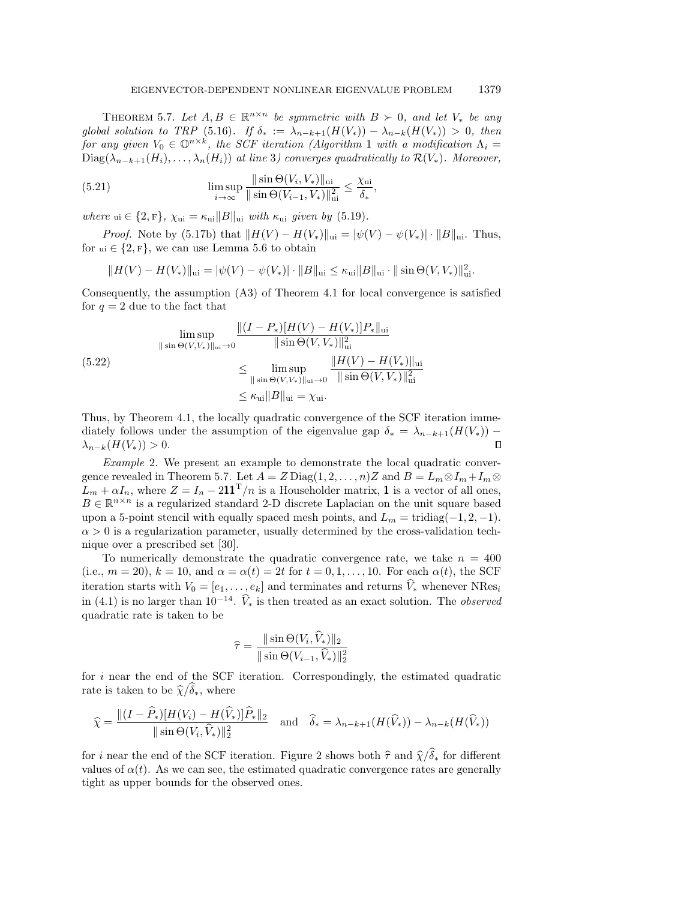**Theorem 5.7.** *Let $A, B \in \mathbb{R}^{n\times n}$ be symmetric with $B \succ 0$, and let $V_*$ be any global solution to TRP (5.16). If $\delta_* := \lambda_{n-k+1}(H(V_*)) - \lambda_{n-k}(H(V_*)) > 0$, then for any given $V_0 \in \mathbb{O}^{n\times k}$, the SCF iteration (Algorithm 1 with a modification $\Lambda_i = \mathrm{Diag}(\lambda_{n-k+1}(H_i), \ldots, \lambda_n(H_i))$ at line 3) converges quadratically to $\mathcal{R}(V_*)$. Moreover,*

$$\limsup_{i\to\infty} \frac{\|\sin\Theta(V_i, V_*)\|_{\mathrm{ui}}}{\|\sin\Theta(V_{i-1}, V_*)\|_{\mathrm{ui}}^2} \leq \frac{\chi_{\mathrm{ui}}}{\delta_*}, \tag{5.21}$$

*where* $\mathrm{ui} \in \{2, \mathrm{F}\}$, $\chi_{\mathrm{ui}} = \kappa_{\mathrm{ui}}\|B\|_{\mathrm{ui}}$ *with* $\kappa_{\mathrm{ui}}$ *given by* (5.19).

*Proof.* Note by (5.17b) that $\|H(V) - H(V_*)\|_{\mathrm{ui}} = |\psi(V) - \psi(V_*)| \cdot \|B\|_{\mathrm{ui}}$. Thus, for $\mathrm{ui} \in \{2, \mathrm{F}\}$, we can use Lemma 5.6 to obtain

$$\|H(V) - H(V_*)\|_{\mathrm{ui}} = |\psi(V) - \psi(V_*)| \cdot \|B\|_{\mathrm{ui}} \leq \kappa_{\mathrm{ui}}\|B\|_{\mathrm{ui}} \cdot \|\sin\Theta(V, V_*)\|_{\mathrm{ui}}^2.$$

Consequently, the assumption (A3) of Theorem 4.1 for local convergence is satisfied for $q = 2$ due to the fact that

$$\begin{aligned}
&\limsup_{\|\sin\Theta(V,V_*)\|_{\mathrm{ui}}\to 0} \frac{\|(I - P_*)[H(V) - H(V_*)]P_*\|_{\mathrm{ui}}}{\|\sin\Theta(V, V_*)\|_{\mathrm{ui}}^2} \\
&\qquad\leq \limsup_{\|\sin\Theta(V,V_*)\|_{\mathrm{ui}}\to 0} \frac{\|H(V) - H(V_*)\|_{\mathrm{ui}}}{\|\sin\Theta(V, V_*)\|_{\mathrm{ui}}^2} \\
&\qquad\leq \kappa_{\mathrm{ui}}\|B\|_{\mathrm{ui}} = \chi_{\mathrm{ui}}.
\end{aligned} \tag{5.22}$$

Thus, by Theorem 4.1, the locally quadratic convergence of the SCF iteration immediately follows under the assumption of the eigenvalue gap $\delta_* = \lambda_{n-k+1}(H(V_*)) - \lambda_{n-k}(H(V_*)) > 0$. ∎

*Example* 2. We present an example to demonstrate the local quadratic convergence revealed in Theorem 5.7. Let $A = Z\,\mathrm{Diag}(1, 2, \ldots, n)Z$ and $B = L_m \otimes I_m + I_m \otimes L_m + \alpha I_n$, where $Z = I_n - 2\mathbf{1}\mathbf{1}^{\mathrm{T}}/n$ is a Householder matrix, $\mathbf{1}$ is a vector of all ones, $B \in \mathbb{R}^{n\times n}$ is a regularized standard 2-D discrete Laplacian on the unit square based upon a 5-point stencil with equally spaced mesh points, and $L_m = \mathrm{tridiag}(-1, 2, -1)$. $\alpha > 0$ is a regularization parameter, usually determined by the cross-validation technique over a prescribed set [30].

To numerically demonstrate the quadratic convergence rate, we take $n = 400$ (i.e., $m = 20$), $k = 10$, and $\alpha = \alpha(t) = 2t$ for $t = 0, 1, \ldots, 10$. For each $\alpha(t)$, the SCF iteration starts with $V_0 = [e_1, \ldots, e_k]$ and terminates and returns $\widehat{V}_*$ whenever $\mathrm{NRes}_i$ in (4.1) is no larger than $10^{-14}$. $\widehat{V}_*$ is then treated as an exact solution. The *observed* quadratic rate is taken to be

$$\widehat{\tau} = \frac{\|\sin\Theta(V_i, \widehat{V}_*)\|_2}{\|\sin\Theta(V_{i-1}, \widehat{V}_*)\|_2^2}$$

for $i$ near the end of the SCF iteration. Correspondingly, the estimated quadratic rate is taken to be $\widehat{\chi}/\widehat{\delta}_*$, where

$$\widehat{\chi} = \frac{\|(I - \widehat{P}_*)[H(V_i) - H(\widehat{V}_*)]\widehat{P}_*\|_2}{\|\sin\Theta(V_i, \widehat{V}_*)\|_2^2} \quad \text{and} \quad \widehat{\delta}_* = \lambda_{n-k+1}(H(\widehat{V}_*)) - \lambda_{n-k}(H(\widehat{V}_*))$$

for $i$ near the end of the SCF iteration. Figure 2 shows both $\widehat{\tau}$ and $\widehat{\chi}/\widehat{\delta}_*$ for different values of $\alpha(t)$. As we can see, the estimated quadratic convergence rates are generally tight as upper bounds for the observed ones.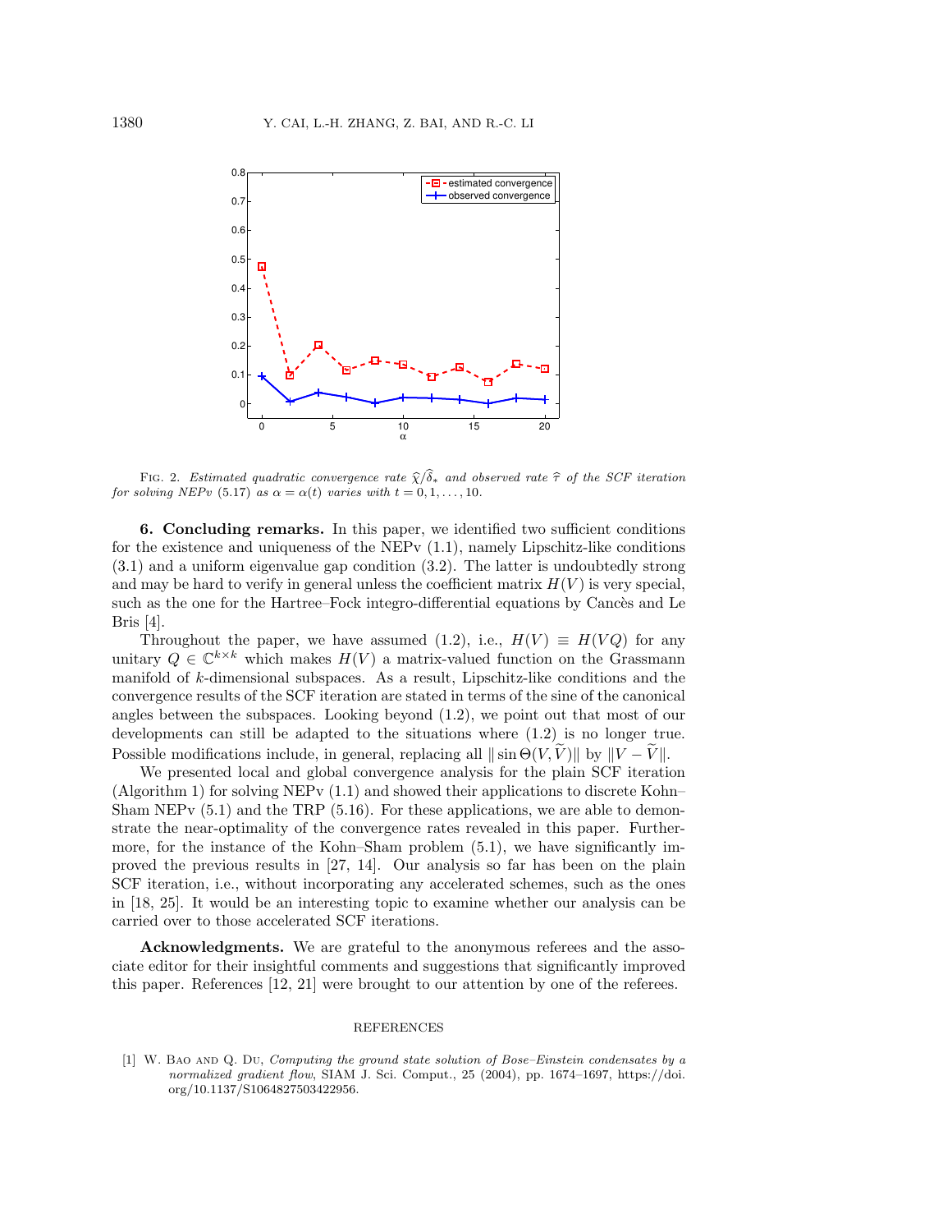FIG. 2. *Estimated quadratic convergence rate $\widehat{\chi}/\widehat{\delta}_*$ and observed rate $\widehat{\tau}$ of the SCF iteration for solving NEPv* (5.17) *as $\alpha = \alpha(t)$ varies with $t = 0, 1, \ldots, 10$.*

**6. Concluding remarks.** In this paper, we identified two sufficient conditions for the existence and uniqueness of the NEPv (1.1), namely Lipschitz-like conditions (3.1) and a uniform eigenvalue gap condition (3.2). The latter is undoubtedly strong and may be hard to verify in general unless the coefficient matrix $H(V)$ is very special, such as the one for the Hartree–Fock integro-differential equations by Cancès and Le Bris [4].

Throughout the paper, we have assumed (1.2), i.e., $H(V) \equiv H(VQ)$ for any unitary $Q \in \mathbb{C}^{k\times k}$ which makes $H(V)$ a matrix-valued function on the Grassmann manifold of $k$-dimensional subspaces. As a result, Lipschitz-like conditions and the convergence results of the SCF iteration are stated in terms of the sine of the canonical angles between the subspaces. Looking beyond (1.2), we point out that most of our developments can still be adapted to the situations where (1.2) is no longer true. Possible modifications include, in general, replacing all $\|\sin\Theta(V, \widetilde{V})\|$ by $\|V - \widetilde{V}\|$.

We presented local and global convergence analysis for the plain SCF iteration (Algorithm 1) for solving NEPv (1.1) and showed their applications to discrete Kohn–Sham NEPv (5.1) and the TRP (5.16). For these applications, we are able to demonstrate the near-optimality of the convergence rates revealed in this paper. Furthermore, for the instance of the Kohn–Sham problem (5.1), we have significantly improved the previous results in [27, 14]. Our analysis so far has been on the plain SCF iteration, i.e., without incorporating any accelerated schemes, such as the ones in [18, 25]. It would be an interesting topic to examine whether our analysis can be carried over to those accelerated SCF iterations.

**Acknowledgments.** We are grateful to the anonymous referees and the associate editor for their insightful comments and suggestions that significantly improved this paper. References [12, 21] were brought to our attention by one of the referees.

REFERENCES

[1] W. Bao and Q. Du, *Computing the ground state solution of Bose–Einstein condensates by a normalized gradient flow*, SIAM J. Sci. Comput., 25 (2004), pp. 1674–1697, https://doi.org/10.1137/S1064827503422956.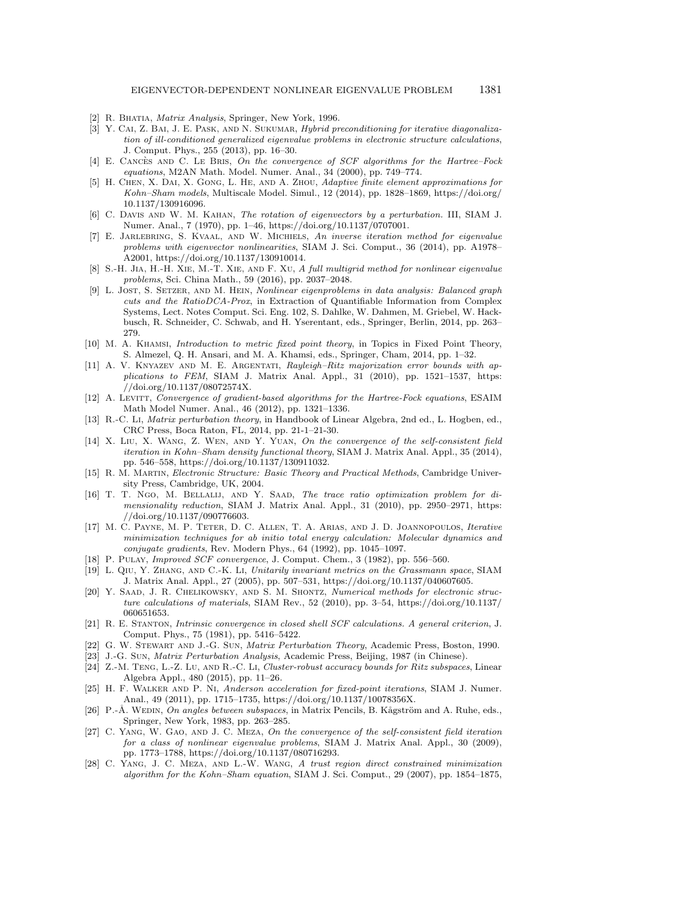[2] R. Bhatia, *Matrix Analysis*, Springer, New York, 1996.

[3] Y. Cai, Z. Bai, J. E. Pask, and N. Sukumar, *Hybrid preconditioning for iterative diagonalization of ill-conditioned generalized eigenvalue problems in electronic structure calculations*, J. Comput. Phys., 255 (2013), pp. 16–30.

[4] E. Cancès and C. Le Bris, *On the convergence of SCF algorithms for the Hartree–Fock equations*, M2AN Math. Model. Numer. Anal., 34 (2000), pp. 749–774.

[5] H. Chen, X. Dai, X. Gong, L. He, and A. Zhou, *Adaptive finite element approximations for Kohn–Sham models*, Multiscale Model. Simul., 12 (2014), pp. 1828–1869, https://doi.org/10.1137/130916096.

[6] C. Davis and W. M. Kahan, *The rotation of eigenvectors by a perturbation*. III, SIAM J. Numer. Anal., 7 (1970), pp. 1–46, https://doi.org/10.1137/0707001.

[7] E. Jarlebring, S. Kvaal, and W. Michiels, *An inverse iteration method for eigenvalue problems with eigenvector nonlinearities*, SIAM J. Sci. Comput., 36 (2014), pp. A1978–A2001, https://doi.org/10.1137/130910014.

[8] S.-H. Jia, H.-H. Xie, M.-T. Xie, and F. Xu, *A full multigrid method for nonlinear eigenvalue problems*, Sci. China Math., 59 (2016), pp. 2037–2048.

[9] L. Jost, S. Setzer, and M. Hein, *Nonlinear eigenproblems in data analysis: Balanced graph cuts and the RatioDCA-Prox*, in Extraction of Quantifiable Information from Complex Systems, Lect. Notes Comput. Sci. Eng. 102, S. Dahlke, W. Dahmen, M. Griebel, W. Hackbusch, R. Schneider, C. Schwab, and H. Yserentant, eds., Springer, Berlin, 2014, pp. 263–279.

[10] M. A. Khamsi, *Introduction to metric fixed point theory*, in Topics in Fixed Point Theory, S. Almezel, Q. H. Ansari, and M. A. Khamsi, eds., Springer, Cham, 2014, pp. 1–32.

[11] A. V. Knyazev and M. E. Argentati, *Rayleigh–Ritz majorization error bounds with applications to FEM*, SIAM J. Matrix Anal. Appl., 31 (2010), pp. 1521–1537, https://doi.org/10.1137/08072574X.

[12] A. Levitt, *Convergence of gradient-based algorithms for the Hartree-Fock equations*, ESAIM Math Model Numer. Anal., 46 (2012), pp. 1321–1336.

[13] R.-C. Li, *Matrix perturbation theory*, in Handbook of Linear Algebra, 2nd ed., L. Hogben, ed., CRC Press, Boca Raton, FL, 2014, pp. 21-1–21-30.

[14] X. Liu, X. Wang, Z. Wen, and Y. Yuan, *On the convergence of the self-consistent field iteration in Kohn–Sham density functional theory*, SIAM J. Matrix Anal. Appl., 35 (2014), pp. 546–558, https://doi.org/10.1137/130911032.

[15] R. M. Martin, *Electronic Structure: Basic Theory and Practical Methods*, Cambridge University Press, Cambridge, UK, 2004.

[16] T. T. Ngo, M. Bellalij, and Y. Saad, *The trace ratio optimization problem for dimensionality reduction*, SIAM J. Matrix Anal. Appl., 31 (2010), pp. 2950–2971, https://doi.org/10.1137/090776603.

[17] M. C. Payne, M. P. Teter, D. C. Allen, T. A. Arias, and J. D. Joannopoulos, *Iterative minimization techniques for ab initio total energy calculation: Molecular dynamics and conjugate gradients*, Rev. Modern Phys., 64 (1992), pp. 1045–1097.

[18] P. Pulay, *Improved SCF convergence*, J. Comput. Chem., 3 (1982), pp. 556–560.

[19] L. Qiu, Y. Zhang, and C.-K. Li, *Unitarily invariant metrics on the Grassmann space*, SIAM J. Matrix Anal. Appl., 27 (2005), pp. 507–531, https://doi.org/10.1137/040607605.

[20] Y. Saad, J. R. Chelikowsky, and S. M. Shontz, *Numerical methods for electronic structure calculations of materials*, SIAM Rev., 52 (2010), pp. 3–54, https://doi.org/10.1137/060651653.

[21] R. E. Stanton, *Intrinsic convergence in closed shell SCF calculations. A general criterion*, J. Comput. Phys., 75 (1981), pp. 5416–5422.

[22] G. W. Stewart and J.-G. Sun, *Matrix Perturbation Theory*, Academic Press, Boston, 1990.

[23] J.-G. Sun, *Matrix Perturbation Analysis*, Academic Press, Beijing, 1987 (in Chinese).

[24] Z.-M. Teng, L.-Z. Lu, and R.-C. Li, *Cluster-robust accuracy bounds for Ritz subspaces*, Linear Algebra Appl., 480 (2015), pp. 11–26.

[25] H. F. Walker and P. Ni, *Anderson acceleration for fixed-point iterations*, SIAM J. Numer. Anal., 49 (2011), pp. 1715–1735, https://doi.org/10.1137/10078356X.

[26] P.-Å. Wedin, *On angles between subspaces*, in Matrix Pencils, B. Kågström and A. Ruhe, eds., Springer, New York, 1983, pp. 263–285.

[27] C. Yang, W. Gao, and J. C. Meza, *On the convergence of the self-consistent field iteration for a class of nonlinear eigenvalue problems*, SIAM J. Matrix Anal. Appl., 30 (2009), pp. 1773–1788, https://doi.org/10.1137/080716293.

[28] C. Yang, J. C. Meza, and L.-W. Wang, *A trust region direct constrained minimization algorithm for the Kohn–Sham equation*, SIAM J. Sci. Comput., 29 (2007), pp. 1854–1875,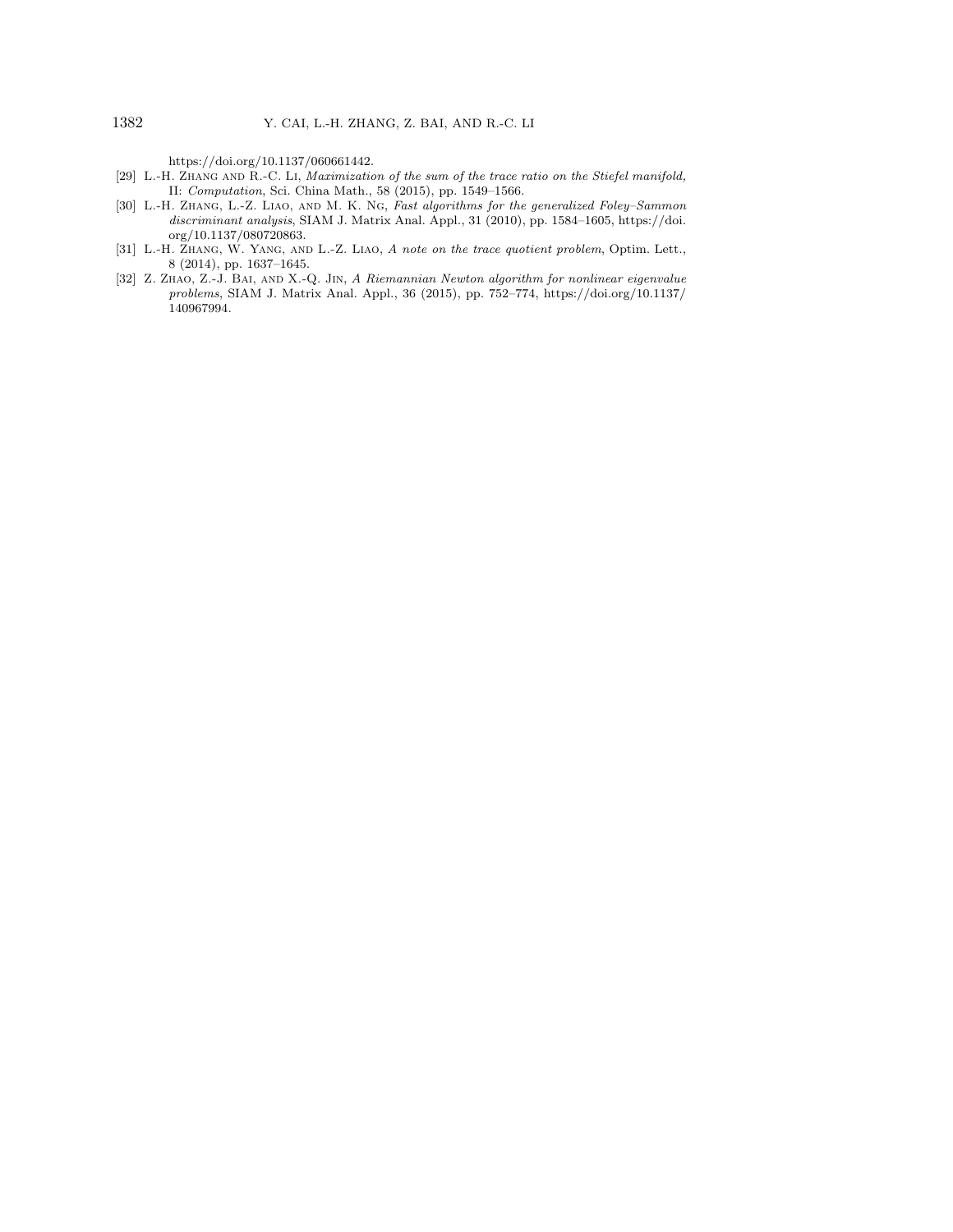https://doi.org/10.1137/060661442.

[29] L.-H. Zhang and R.-C. Li, *Maximization of the sum of the trace ratio on the Stiefel manifold, II: Computation*, Sci. China Math., 58 (2015), pp. 1549–1566.

[30] L.-H. Zhang, L.-Z. Liao, and M. K. Ng, *Fast algorithms for the generalized Foley–Sammon discriminant analysis*, SIAM J. Matrix Anal. Appl., 31 (2010), pp. 1584–1605, https://doi.org/10.1137/080720863.

[31] L.-H. Zhang, W. Yang, and L.-Z. Liao, *A note on the trace quotient problem*, Optim. Lett., 8 (2014), pp. 1637–1645.

[32] Z. Zhao, Z.-J. Bai, and X.-Q. Jin, *A Riemannian Newton algorithm for nonlinear eigenvalue problems*, SIAM J. Matrix Anal. Appl., 36 (2015), pp. 752–774, https://doi.org/10.1137/140967994.